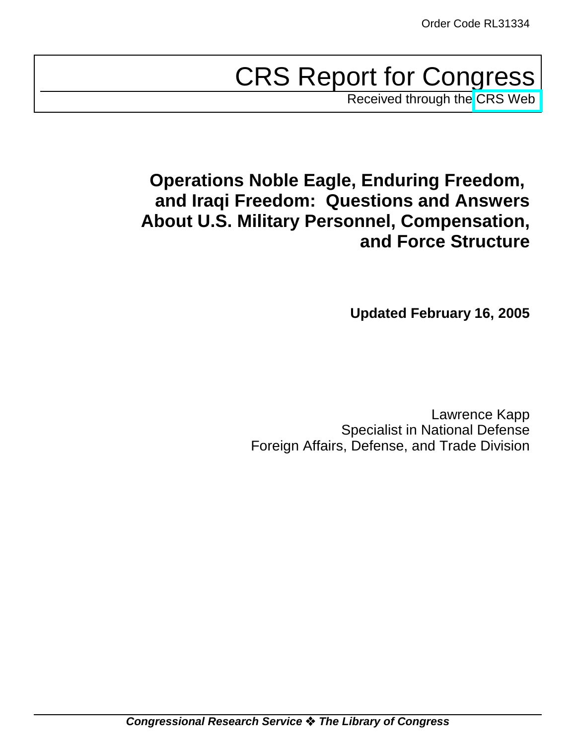Order Code RL31334

# CRS Report for Congress

Received through the CRS Web

## Operations Noble Eagle, Enduring Freedom, and Iraqi Freedom: Questions and Answers About U.S. Military Personnel, Compensation, and Force Structure

**Updated February 16, 2005**

Lawrence Kapp
Specialist in National Defense
Foreign Affairs, Defense, and Trade Division

***Congressional Research Service ❖ The Library of Congress***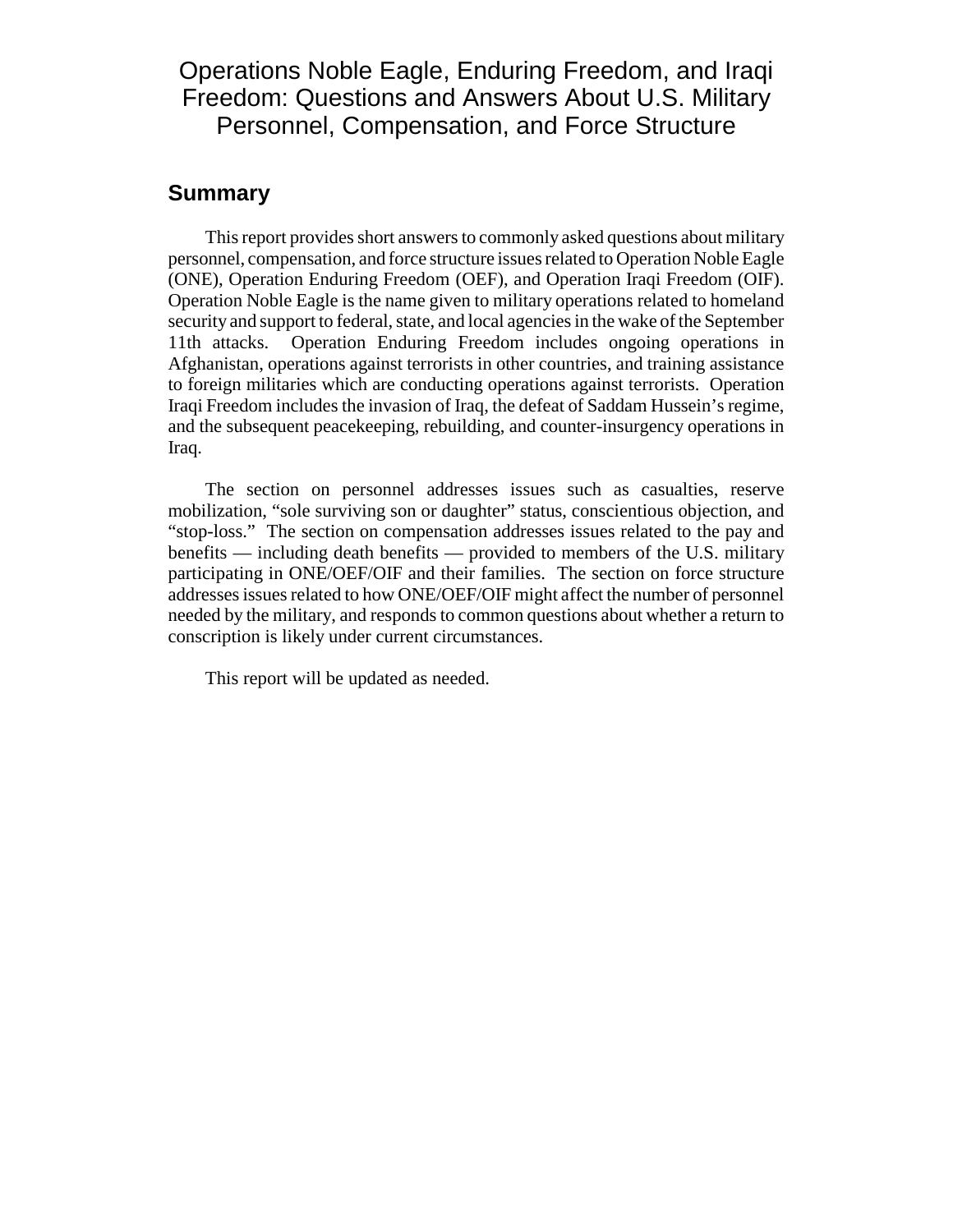# Operations Noble Eagle, Enduring Freedom, and Iraqi Freedom: Questions and Answers About U.S. Military Personnel, Compensation, and Force Structure

## Summary

This report provides short answers to commonly asked questions about military personnel, compensation, and force structure issues related to Operation Noble Eagle (ONE), Operation Enduring Freedom (OEF), and Operation Iraqi Freedom (OIF). Operation Noble Eagle is the name given to military operations related to homeland security and support to federal, state, and local agencies in the wake of the September 11th attacks. Operation Enduring Freedom includes ongoing operations in Afghanistan, operations against terrorists in other countries, and training assistance to foreign militaries which are conducting operations against terrorists. Operation Iraqi Freedom includes the invasion of Iraq, the defeat of Saddam Hussein's regime, and the subsequent peacekeeping, rebuilding, and counter-insurgency operations in Iraq.

The section on personnel addresses issues such as casualties, reserve mobilization, "sole surviving son or daughter" status, conscientious objection, and "stop-loss." The section on compensation addresses issues related to the pay and benefits — including death benefits — provided to members of the U.S. military participating in ONE/OEF/OIF and their families. The section on force structure addresses issues related to how ONE/OEF/OIF might affect the number of personnel needed by the military, and responds to common questions about whether a return to conscription is likely under current circumstances.

This report will be updated as needed.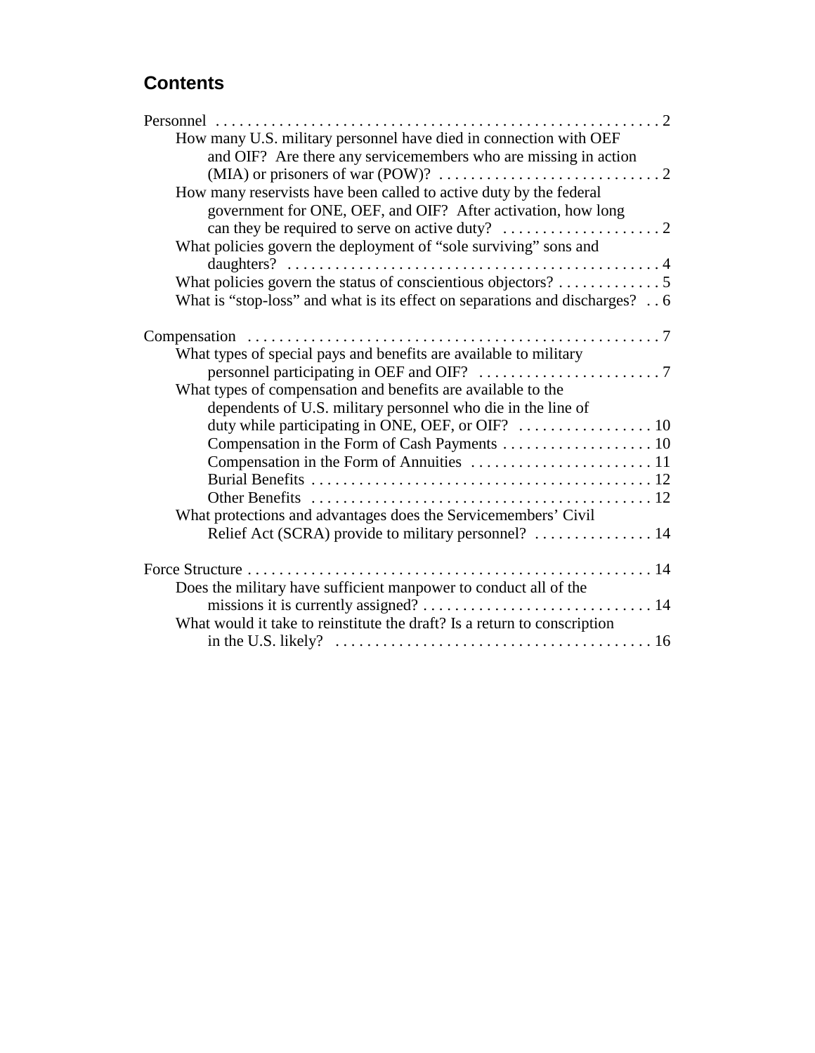# Contents

Personnel . . . . . . . . . . . . . . . . . . . . . . . . . . . . . . . . . . . . . . . . . . . . . . . . . . . . . 2

- How many U.S. military personnel have died in connection with OEF and OIF? Are there any servicemembers who are missing in action (MIA) or prisoners of war (POW)? . . . . . . . . . . . . . . . . . . . . . . . . . . . . 2
- How many reservists have been called to active duty by the federal government for ONE, OEF, and OIF? After activation, how long can they be required to serve on active duty? . . . . . . . . . . . . . . . . . . . . 2
- What policies govern the deployment of "sole surviving" sons and daughters? . . . . . . . . . . . . . . . . . . . . . . . . . . . . . . . . . . . . . . . . . . . . . . . 4
- What policies govern the status of conscientious objectors? . . . . . . . . . . . . . 5
- What is "stop-loss" and what is its effect on separations and discharges? . . 6

Compensation . . . . . . . . . . . . . . . . . . . . . . . . . . . . . . . . . . . . . . . . . . . . . . . . . . . 7

- What types of special pays and benefits are available to military personnel participating in OEF and OIF? . . . . . . . . . . . . . . . . . . . . . . . 7
- What types of compensation and benefits are available to the dependents of U.S. military personnel who die in the line of duty while participating in ONE, OEF, or OIF? . . . . . . . . . . . . . . . . . 10
  - Compensation in the Form of Cash Payments . . . . . . . . . . . . . . . . . . . 10
  - Compensation in the Form of Annuities . . . . . . . . . . . . . . . . . . . . . . . 11
  - Burial Benefits . . . . . . . . . . . . . . . . . . . . . . . . . . . . . . . . . . . . . . . . . . 12
  - Other Benefits . . . . . . . . . . . . . . . . . . . . . . . . . . . . . . . . . . . . . . . . . . 12
- What protections and advantages does the Servicemembers' Civil Relief Act (SCRA) provide to military personnel? . . . . . . . . . . . . . . . 14

Force Structure . . . . . . . . . . . . . . . . . . . . . . . . . . . . . . . . . . . . . . . . . . . . . . . . . . . 14

- Does the military have sufficient manpower to conduct all of the missions it is currently assigned? . . . . . . . . . . . . . . . . . . . . . . . . . . . . . 14
- What would it take to reinstitute the draft? Is a return to conscription in the U.S. likely? . . . . . . . . . . . . . . . . . . . . . . . . . . . . . . . . . . . . . . . 16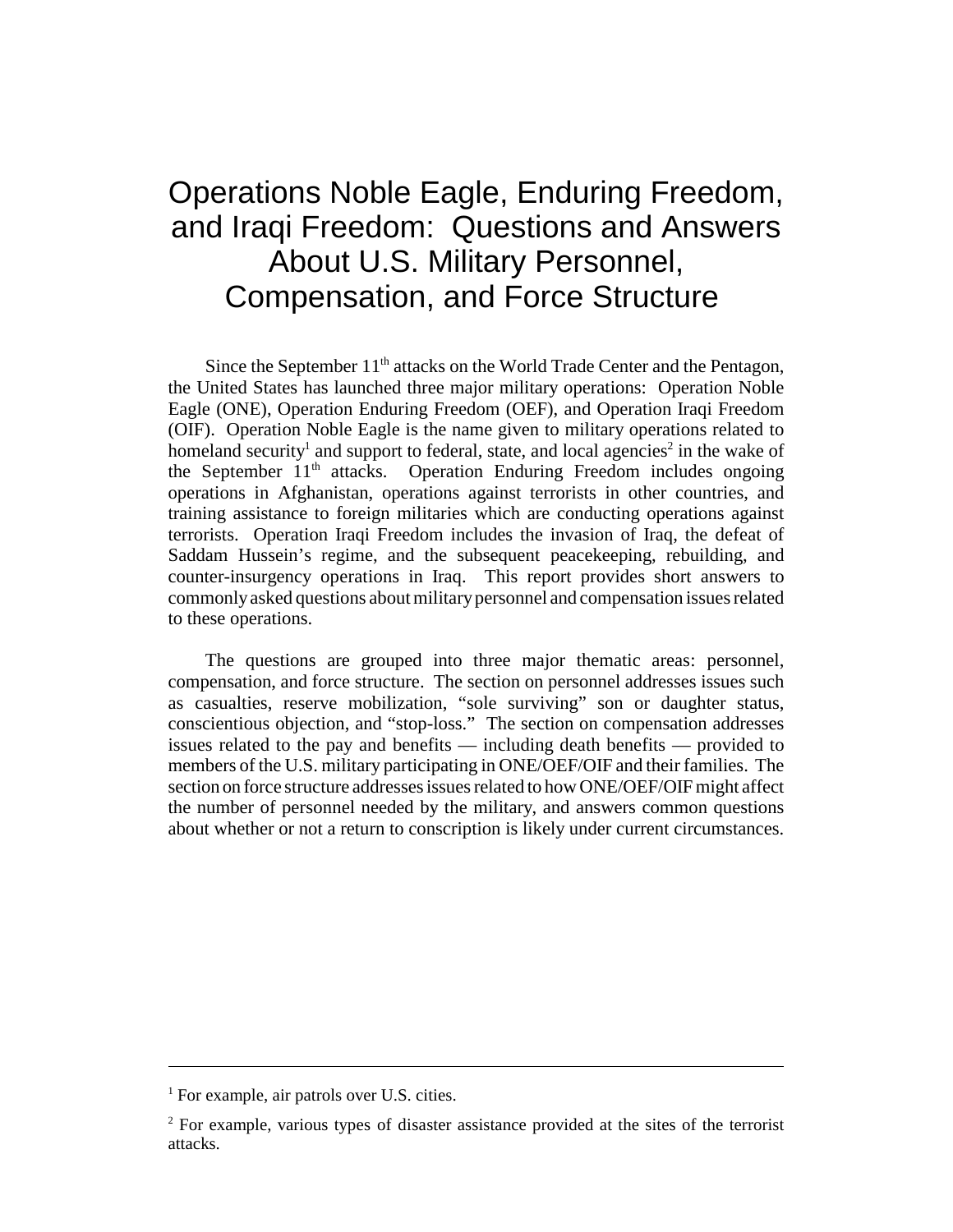# Operations Noble Eagle, Enduring Freedom, and Iraqi Freedom: Questions and Answers About U.S. Military Personnel, Compensation, and Force Structure

Since the September 11th attacks on the World Trade Center and the Pentagon, the United States has launched three major military operations: Operation Noble Eagle (ONE), Operation Enduring Freedom (OEF), and Operation Iraqi Freedom (OIF). Operation Noble Eagle is the name given to military operations related to homeland security[1] and support to federal, state, and local agencies[2] in the wake of the September 11th attacks. Operation Enduring Freedom includes ongoing operations in Afghanistan, operations against terrorists in other countries, and training assistance to foreign militaries which are conducting operations against terrorists. Operation Iraqi Freedom includes the invasion of Iraq, the defeat of Saddam Hussein's regime, and the subsequent peacekeeping, rebuilding, and counter-insurgency operations in Iraq. This report provides short answers to commonly asked questions about military personnel and compensation issues related to these operations.

The questions are grouped into three major thematic areas: personnel, compensation, and force structure. The section on personnel addresses issues such as casualties, reserve mobilization, "sole surviving" son or daughter status, conscientious objection, and "stop-loss." The section on compensation addresses issues related to the pay and benefits — including death benefits — provided to members of the U.S. military participating in ONE/OEF/OIF and their families. The section on force structure addresses issues related to how ONE/OEF/OIF might affect the number of personnel needed by the military, and answers common questions about whether or not a return to conscription is likely under current circumstances.

---

[1] For example, air patrols over U.S. cities.

[2] For example, various types of disaster assistance provided at the sites of the terrorist attacks.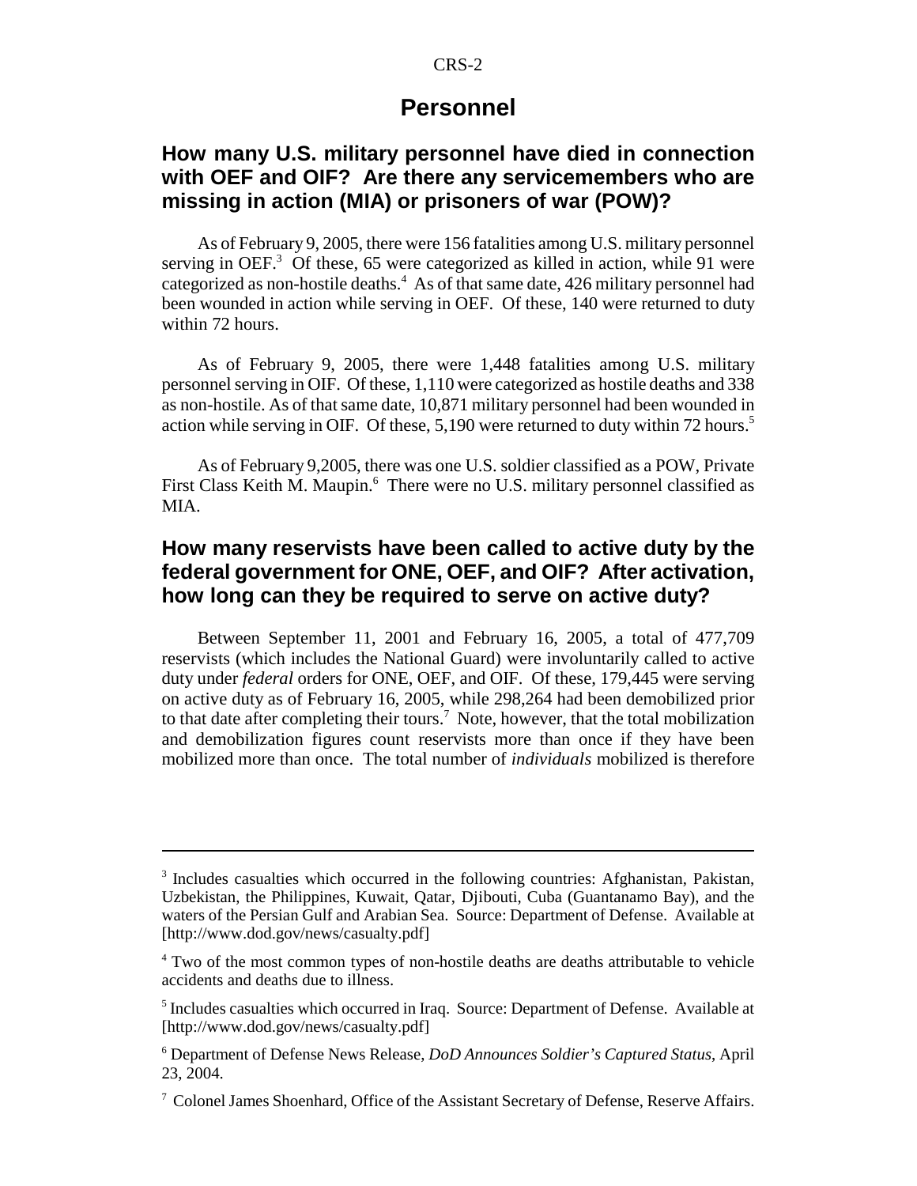# Personnel

## How many U.S. military personnel have died in connection with OEF and OIF? Are there any servicemembers who are missing in action (MIA) or prisoners of war (POW)?

As of February 9, 2005, there were 156 fatalities among U.S. military personnel serving in OEF.[3] Of these, 65 were categorized as killed in action, while 91 were categorized as non-hostile deaths.[4] As of that same date, 426 military personnel had been wounded in action while serving in OEF. Of these, 140 were returned to duty within 72 hours.

As of February 9, 2005, there were 1,448 fatalities among U.S. military personnel serving in OIF. Of these, 1,110 were categorized as hostile deaths and 338 as non-hostile. As of that same date, 10,871 military personnel had been wounded in action while serving in OIF. Of these, 5,190 were returned to duty within 72 hours.[5]

As of February 9,2005, there was one U.S. soldier classified as a POW, Private First Class Keith M. Maupin.[6] There were no U.S. military personnel classified as MIA.

## How many reservists have been called to active duty by the federal government for ONE, OEF, and OIF? After activation, how long can they be required to serve on active duty?

Between September 11, 2001 and February 16, 2005, a total of 477,709 reservists (which includes the National Guard) were involuntarily called to active duty under *federal* orders for ONE, OEF, and OIF. Of these, 179,445 were serving on active duty as of February 16, 2005, while 298,264 had been demobilized prior to that date after completing their tours.[7] Note, however, that the total mobilization and demobilization figures count reservists more than once if they have been mobilized more than once. The total number of *individuals* mobilized is therefore

---

[3] Includes casualties which occurred in the following countries: Afghanistan, Pakistan, Uzbekistan, the Philippines, Kuwait, Qatar, Djibouti, Cuba (Guantanamo Bay), and the waters of the Persian Gulf and Arabian Sea. Source: Department of Defense. Available at [http://www.dod.gov/news/casualty.pdf]

[4] Two of the most common types of non-hostile deaths are deaths attributable to vehicle accidents and deaths due to illness.

[5] Includes casualties which occurred in Iraq. Source: Department of Defense. Available at [http://www.dod.gov/news/casualty.pdf]

[6] Department of Defense News Release, *DoD Announces Soldier's Captured Status*, April 23, 2004.

[7] Colonel James Shoenhard, Office of the Assistant Secretary of Defense, Reserve Affairs.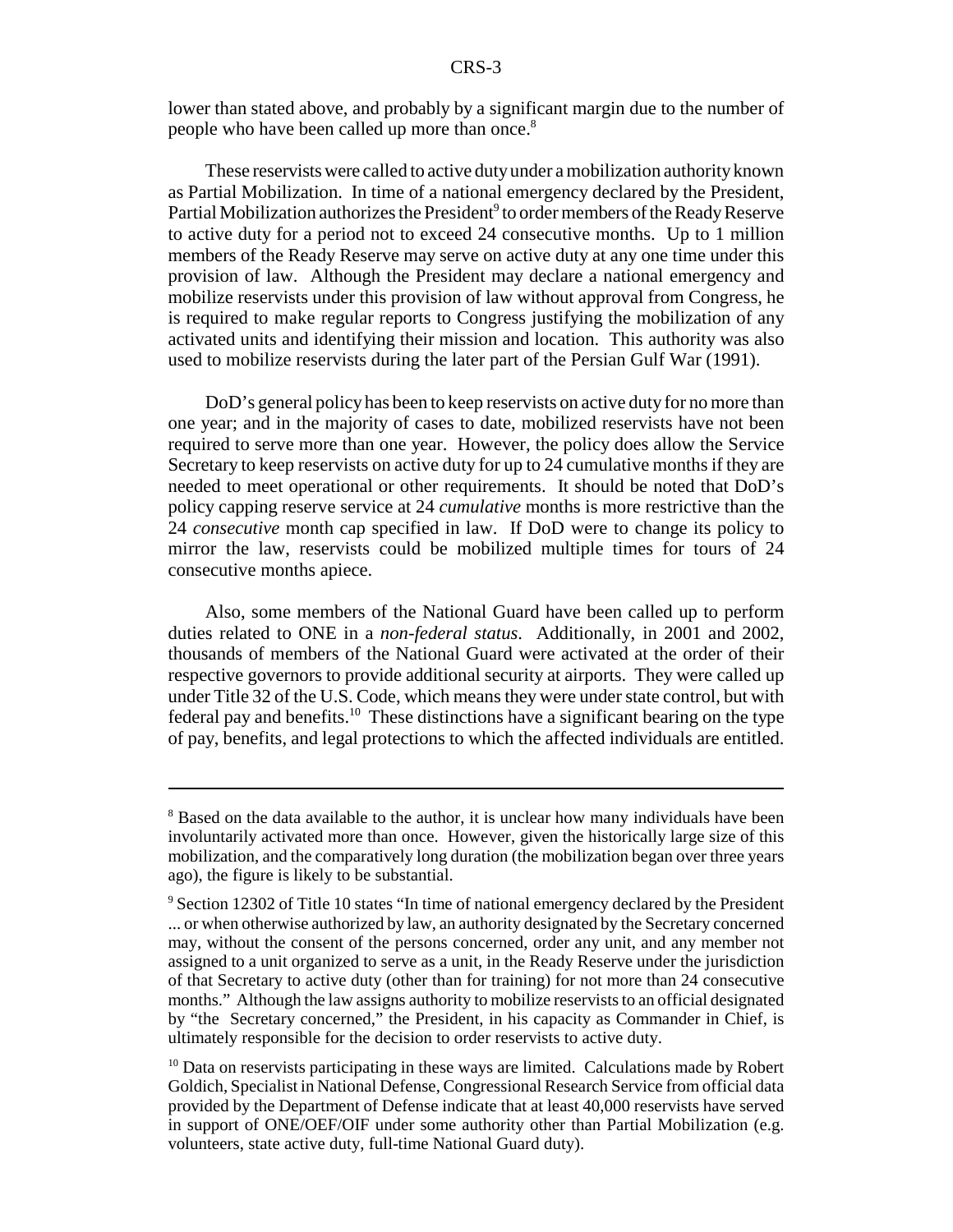lower than stated above, and probably by a significant margin due to the number of people who have been called up more than once.[8]

These reservists were called to active duty under a mobilization authority known as Partial Mobilization. In time of a national emergency declared by the President, Partial Mobilization authorizes the President[9] to order members of the Ready Reserve to active duty for a period not to exceed 24 consecutive months. Up to 1 million members of the Ready Reserve may serve on active duty at any one time under this provision of law. Although the President may declare a national emergency and mobilize reservists under this provision of law without approval from Congress, he is required to make regular reports to Congress justifying the mobilization of any activated units and identifying their mission and location. This authority was also used to mobilize reservists during the later part of the Persian Gulf War (1991).

DoD's general policy has been to keep reservists on active duty for no more than one year; and in the majority of cases to date, mobilized reservists have not been required to serve more than one year. However, the policy does allow the Service Secretary to keep reservists on active duty for up to 24 cumulative months if they are needed to meet operational or other requirements. It should be noted that DoD's policy capping reserve service at 24 *cumulative* months is more restrictive than the 24 *consecutive* month cap specified in law. If DoD were to change its policy to mirror the law, reservists could be mobilized multiple times for tours of 24 consecutive months apiece.

Also, some members of the National Guard have been called up to perform duties related to ONE in a *non-federal status*. Additionally, in 2001 and 2002, thousands of members of the National Guard were activated at the order of their respective governors to provide additional security at airports. They were called up under Title 32 of the U.S. Code, which means they were under state control, but with federal pay and benefits.[10] These distinctions have a significant bearing on the type of pay, benefits, and legal protections to which the affected individuals are entitled.

---

[8] Based on the data available to the author, it is unclear how many individuals have been involuntarily activated more than once. However, given the historically large size of this mobilization, and the comparatively long duration (the mobilization began over three years ago), the figure is likely to be substantial.

[9] Section 12302 of Title 10 states "In time of national emergency declared by the President ... or when otherwise authorized by law, an authority designated by the Secretary concerned may, without the consent of the persons concerned, order any unit, and any member not assigned to a unit organized to serve as a unit, in the Ready Reserve under the jurisdiction of that Secretary to active duty (other than for training) for not more than 24 consecutive months." Although the law assigns authority to mobilize reservists to an official designated by "the Secretary concerned," the President, in his capacity as Commander in Chief, is ultimately responsible for the decision to order reservists to active duty.

[10] Data on reservists participating in these ways are limited. Calculations made by Robert Goldich, Specialist in National Defense, Congressional Research Service from official data provided by the Department of Defense indicate that at least 40,000 reservists have served in support of ONE/OEF/OIF under some authority other than Partial Mobilization (e.g. volunteers, state active duty, full-time National Guard duty).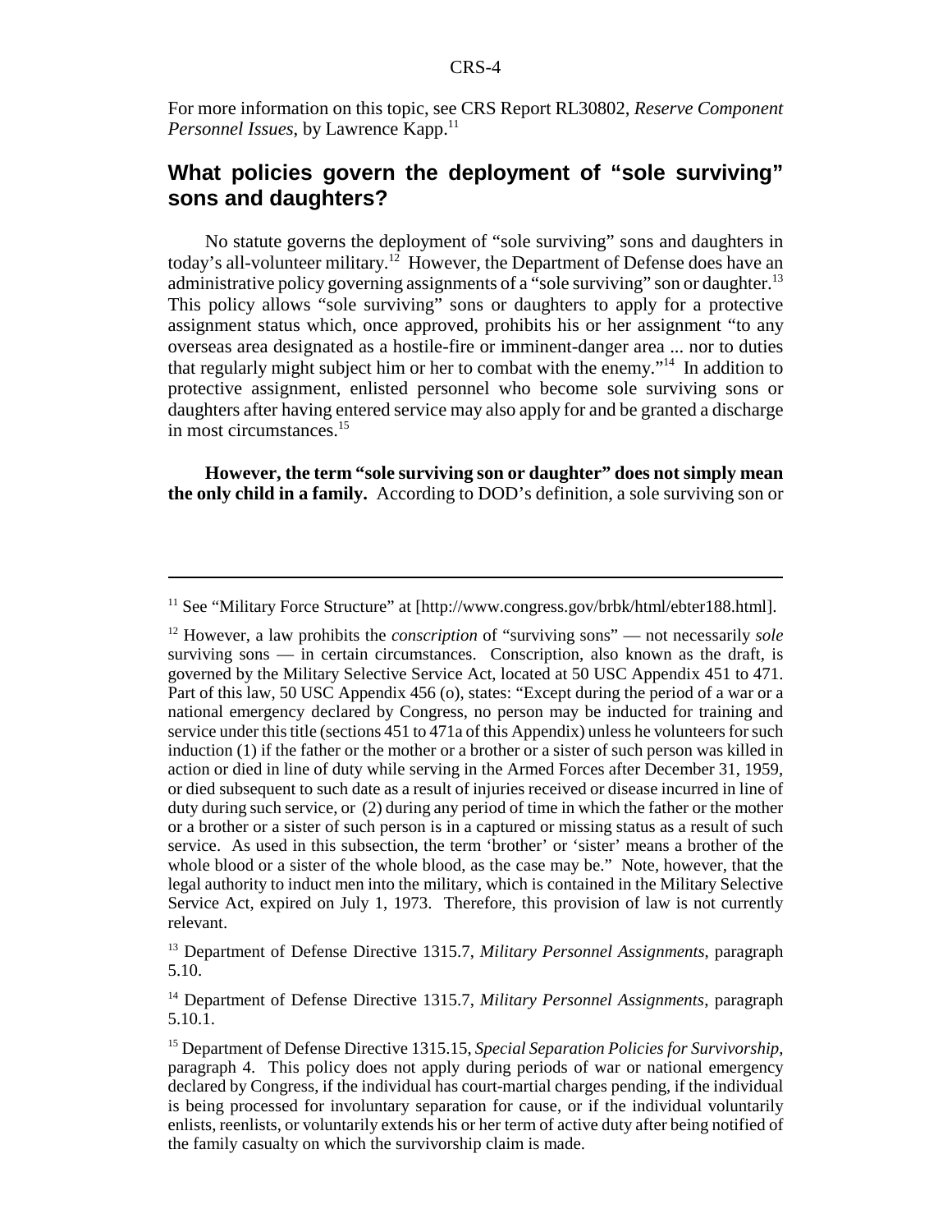For more information on this topic, see CRS Report RL30802, *Reserve Component Personnel Issues*, by Lawrence Kapp.[11]

## What policies govern the deployment of "sole surviving" sons and daughters?

No statute governs the deployment of "sole surviving" sons and daughters in today's all-volunteer military.[12] However, the Department of Defense does have an administrative policy governing assignments of a "sole surviving" son or daughter.[13] This policy allows "sole surviving" sons or daughters to apply for a protective assignment status which, once approved, prohibits his or her assignment "to any overseas area designated as a hostile-fire or imminent-danger area ... nor to duties that regularly might subject him or her to combat with the enemy."[14] In addition to protective assignment, enlisted personnel who become sole surviving sons or daughters after having entered service may also apply for and be granted a discharge in most circumstances.[15]

**However, the term "sole surviving son or daughter" does not simply mean the only child in a family.** According to DOD's definition, a sole surviving son or

---

[11] See "Military Force Structure" at [http://www.congress.gov/brbk/html/ebter188.html].

[12] However, a law prohibits the *conscription* of "surviving sons" — not necessarily *sole* surviving sons — in certain circumstances. Conscription, also known as the draft, is governed by the Military Selective Service Act, located at 50 USC Appendix 451 to 471. Part of this law, 50 USC Appendix 456 (o), states: "Except during the period of a war or a national emergency declared by Congress, no person may be inducted for training and service under this title (sections 451 to 471a of this Appendix) unless he volunteers for such induction (1) if the father or the mother or a brother or a sister of such person was killed in action or died in line of duty while serving in the Armed Forces after December 31, 1959, or died subsequent to such date as a result of injuries received or disease incurred in line of duty during such service, or (2) during any period of time in which the father or the mother or a brother or a sister of such person is in a captured or missing status as a result of such service. As used in this subsection, the term 'brother' or 'sister' means a brother of the whole blood or a sister of the whole blood, as the case may be." Note, however, that the legal authority to induct men into the military, which is contained in the Military Selective Service Act, expired on July 1, 1973. Therefore, this provision of law is not currently relevant.

[13] Department of Defense Directive 1315.7, *Military Personnel Assignments*, paragraph 5.10.

[14] Department of Defense Directive 1315.7, *Military Personnel Assignments*, paragraph 5.10.1.

[15] Department of Defense Directive 1315.15, *Special Separation Policies for Survivorship*, paragraph 4. This policy does not apply during periods of war or national emergency declared by Congress, if the individual has court-martial charges pending, if the individual is being processed for involuntary separation for cause, or if the individual voluntarily enlists, reenlists, or voluntarily extends his or her term of active duty after being notified of the family casualty on which the survivorship claim is made.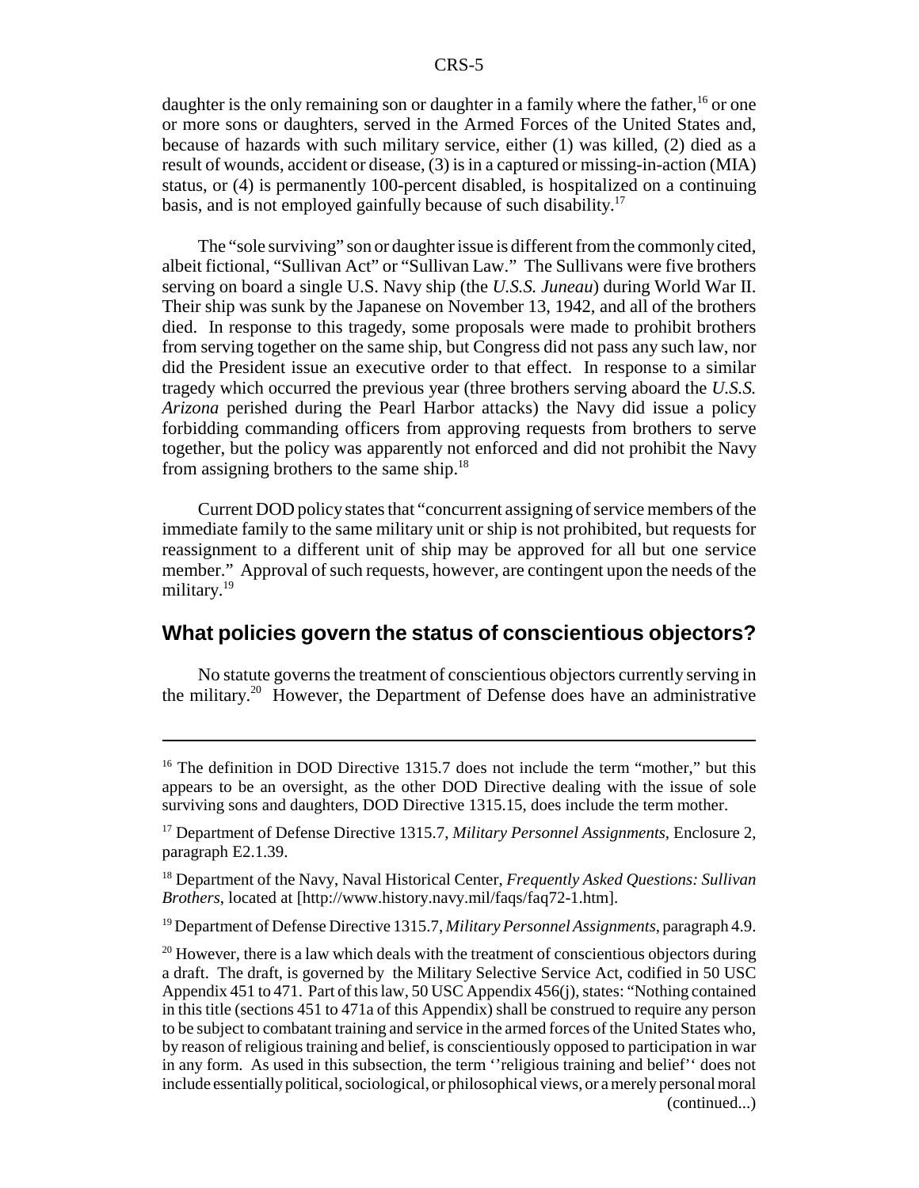daughter is the only remaining son or daughter in a family where the father,[16] or one or more sons or daughters, served in the Armed Forces of the United States and, because of hazards with such military service, either (1) was killed, (2) died as a result of wounds, accident or disease, (3) is in a captured or missing-in-action (MIA) status, or (4) is permanently 100-percent disabled, is hospitalized on a continuing basis, and is not employed gainfully because of such disability.[17]

The "sole surviving" son or daughter issue is different from the commonly cited, albeit fictional, "Sullivan Act" or "Sullivan Law." The Sullivans were five brothers serving on board a single U.S. Navy ship (the *U.S.S. Juneau*) during World War II. Their ship was sunk by the Japanese on November 13, 1942, and all of the brothers died. In response to this tragedy, some proposals were made to prohibit brothers from serving together on the same ship, but Congress did not pass any such law, nor did the President issue an executive order to that effect. In response to a similar tragedy which occurred the previous year (three brothers serving aboard the *U.S.S. Arizona* perished during the Pearl Harbor attacks) the Navy did issue a policy forbidding commanding officers from approving requests from brothers to serve together, but the policy was apparently not enforced and did not prohibit the Navy from assigning brothers to the same ship.[18]

Current DOD policy states that "concurrent assigning of service members of the immediate family to the same military unit or ship is not prohibited, but requests for reassignment to a different unit of ship may be approved for all but one service member." Approval of such requests, however, are contingent upon the needs of the military.[19]

## What policies govern the status of conscientious objectors?

No statute governs the treatment of conscientious objectors currently serving in the military.[20] However, the Department of Defense does have an administrative

---

[16] The definition in DOD Directive 1315.7 does not include the term "mother," but this appears to be an oversight, as the other DOD Directive dealing with the issue of sole surviving sons and daughters, DOD Directive 1315.15, does include the term mother.

[17] Department of Defense Directive 1315.7, *Military Personnel Assignments*, Enclosure 2, paragraph E2.1.39.

[18] Department of the Navy, Naval Historical Center, *Frequently Asked Questions: Sullivan Brothers*, located at [http://www.history.navy.mil/faqs/faq72-1.htm].

[19] Department of Defense Directive 1315.7, *Military Personnel Assignments*, paragraph 4.9.

[20] However, there is a law which deals with the treatment of conscientious objectors during a draft. The draft, is governed by the Military Selective Service Act, codified in 50 USC Appendix 451 to 471. Part of this law, 50 USC Appendix 456(j), states: "Nothing contained in this title (sections 451 to 471a of this Appendix) shall be construed to require any person to be subject to combatant training and service in the armed forces of the United States who, by reason of religious training and belief, is conscientiously opposed to participation in war in any form. As used in this subsection, the term ''religious training and belief'' does not include essentially political, sociological, or philosophical views, or a merely personal moral (continued...)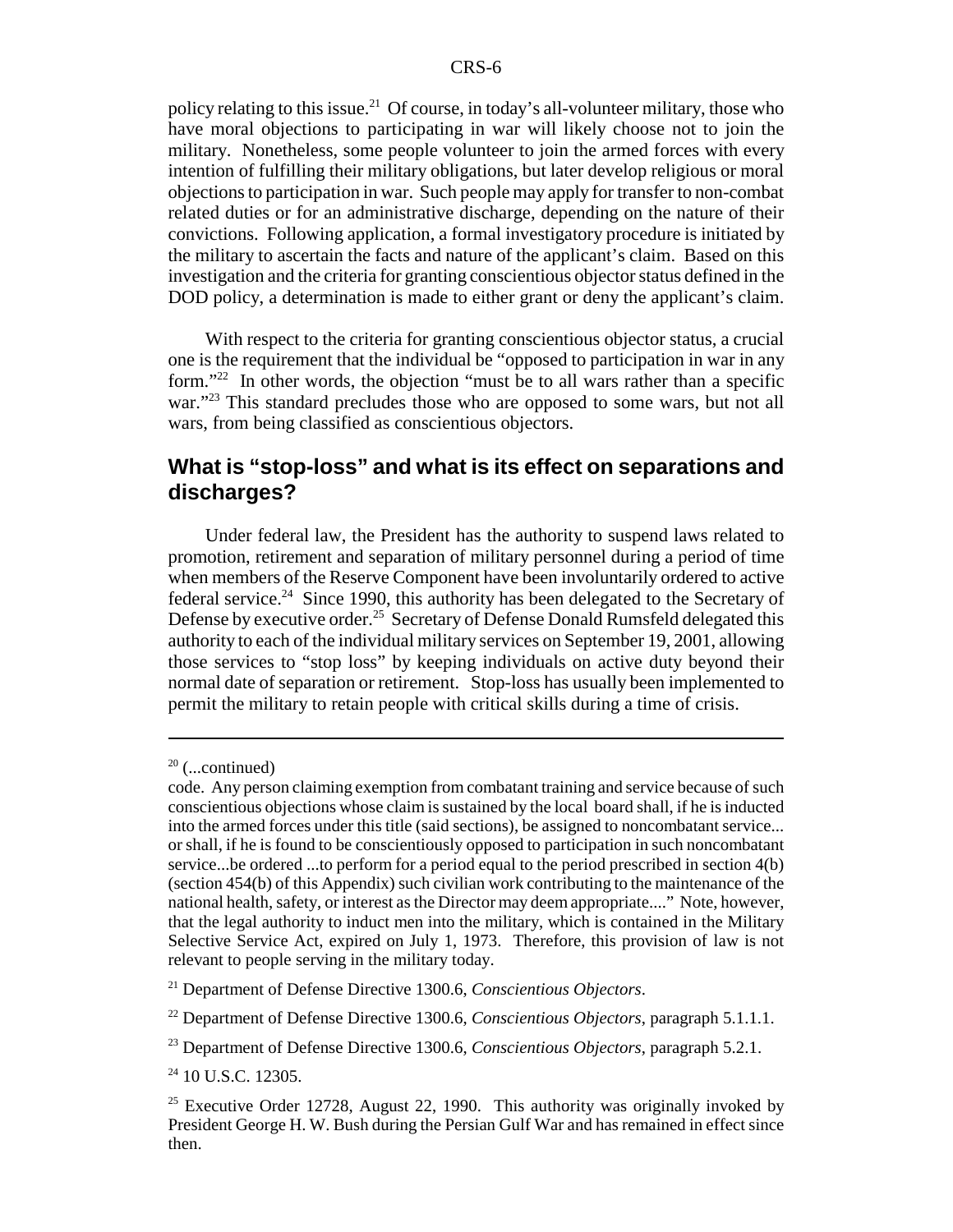policy relating to this issue.[21] Of course, in today's all-volunteer military, those who have moral objections to participating in war will likely choose not to join the military. Nonetheless, some people volunteer to join the armed forces with every intention of fulfilling their military obligations, but later develop religious or moral objections to participation in war. Such people may apply for transfer to non-combat related duties or for an administrative discharge, depending on the nature of their convictions. Following application, a formal investigatory procedure is initiated by the military to ascertain the facts and nature of the applicant's claim. Based on this investigation and the criteria for granting conscientious objector status defined in the DOD policy, a determination is made to either grant or deny the applicant's claim.

With respect to the criteria for granting conscientious objector status, a crucial one is the requirement that the individual be "opposed to participation in war in any form."[22] In other words, the objection "must be to all wars rather than a specific war."[23] This standard precludes those who are opposed to some wars, but not all wars, from being classified as conscientious objectors.

## What is "stop-loss" and what is its effect on separations and discharges?

Under federal law, the President has the authority to suspend laws related to promotion, retirement and separation of military personnel during a period of time when members of the Reserve Component have been involuntarily ordered to active federal service.[24] Since 1990, this authority has been delegated to the Secretary of Defense by executive order.[25] Secretary of Defense Donald Rumsfeld delegated this authority to each of the individual military services on September 19, 2001, allowing those services to "stop loss" by keeping individuals on active duty beyond their normal date of separation or retirement. Stop-loss has usually been implemented to permit the military to retain people with critical skills during a time of crisis.

---

[20] (...continued)
code. Any person claiming exemption from combatant training and service because of such conscientious objections whose claim is sustained by the local board shall, if he is inducted into the armed forces under this title (said sections), be assigned to noncombatant service... or shall, if he is found to be conscientiously opposed to participation in such noncombatant service...be ordered ...to perform for a period equal to the period prescribed in section 4(b) (section 454(b) of this Appendix) such civilian work contributing to the maintenance of the national health, safety, or interest as the Director may deem appropriate...." Note, however, that the legal authority to induct men into the military, which is contained in the Military Selective Service Act, expired on July 1, 1973. Therefore, this provision of law is not relevant to people serving in the military today.

[21] Department of Defense Directive 1300.6, *Conscientious Objectors*.

[22] Department of Defense Directive 1300.6, *Conscientious Objectors*, paragraph 5.1.1.1.

[23] Department of Defense Directive 1300.6, *Conscientious Objectors*, paragraph 5.2.1.

[24] 10 U.S.C. 12305.

[25] Executive Order 12728, August 22, 1990. This authority was originally invoked by President George H. W. Bush during the Persian Gulf War and has remained in effect since then.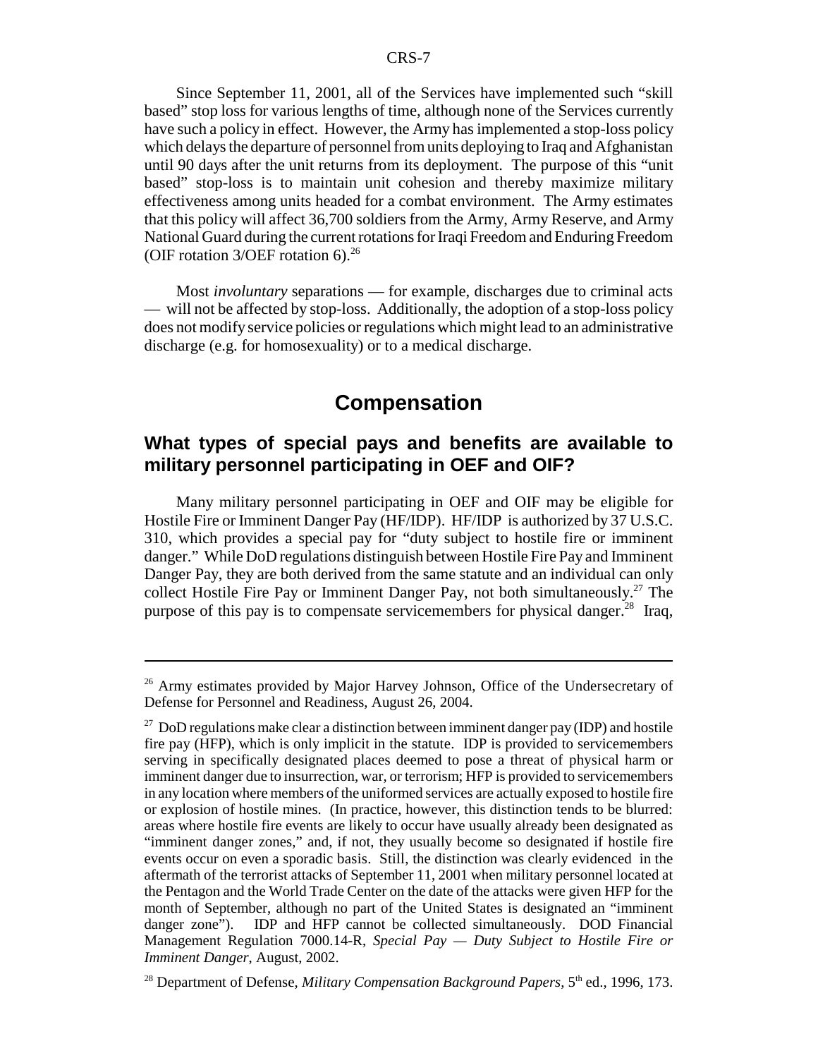Since September 11, 2001, all of the Services have implemented such "skill based" stop loss for various lengths of time, although none of the Services currently have such a policy in effect. However, the Army has implemented a stop-loss policy which delays the departure of personnel from units deploying to Iraq and Afghanistan until 90 days after the unit returns from its deployment. The purpose of this "unit based" stop-loss is to maintain unit cohesion and thereby maximize military effectiveness among units headed for a combat environment. The Army estimates that this policy will affect 36,700 soldiers from the Army, Army Reserve, and Army National Guard during the current rotations for Iraqi Freedom and Enduring Freedom (OIF rotation 3/OEF rotation 6).[26]

Most *involuntary* separations — for example, discharges due to criminal acts — will not be affected by stop-loss. Additionally, the adoption of a stop-loss policy does not modify service policies or regulations which might lead to an administrative discharge (e.g. for homosexuality) or to a medical discharge.

## Compensation

### What types of special pays and benefits are available to military personnel participating in OEF and OIF?

Many military personnel participating in OEF and OIF may be eligible for Hostile Fire or Imminent Danger Pay (HF/IDP). HF/IDP is authorized by 37 U.S.C. 310, which provides a special pay for "duty subject to hostile fire or imminent danger." While DoD regulations distinguish between Hostile Fire Pay and Imminent Danger Pay, they are both derived from the same statute and an individual can only collect Hostile Fire Pay or Imminent Danger Pay, not both simultaneously.[27] The purpose of this pay is to compensate servicemembers for physical danger.[28] Iraq,

---

[26] Army estimates provided by Major Harvey Johnson, Office of the Undersecretary of Defense for Personnel and Readiness, August 26, 2004.

[27] DoD regulations make clear a distinction between imminent danger pay (IDP) and hostile fire pay (HFP), which is only implicit in the statute. IDP is provided to servicemembers serving in specifically designated places deemed to pose a threat of physical harm or imminent danger due to insurrection, war, or terrorism; HFP is provided to servicemembers in any location where members of the uniformed services are actually exposed to hostile fire or explosion of hostile mines. (In practice, however, this distinction tends to be blurred: areas where hostile fire events are likely to occur have usually already been designated as "imminent danger zones," and, if not, they usually become so designated if hostile fire events occur on even a sporadic basis. Still, the distinction was clearly evidenced in the aftermath of the terrorist attacks of September 11, 2001 when military personnel located at the Pentagon and the World Trade Center on the date of the attacks were given HFP for the month of September, although no part of the United States is designated an "imminent danger zone"). IDP and HFP cannot be collected simultaneously. DOD Financial Management Regulation 7000.14-R, *Special Pay — Duty Subject to Hostile Fire or Imminent Danger*, August, 2002.

[28] Department of Defense, *Military Compensation Background Papers*, 5th ed., 1996, 173.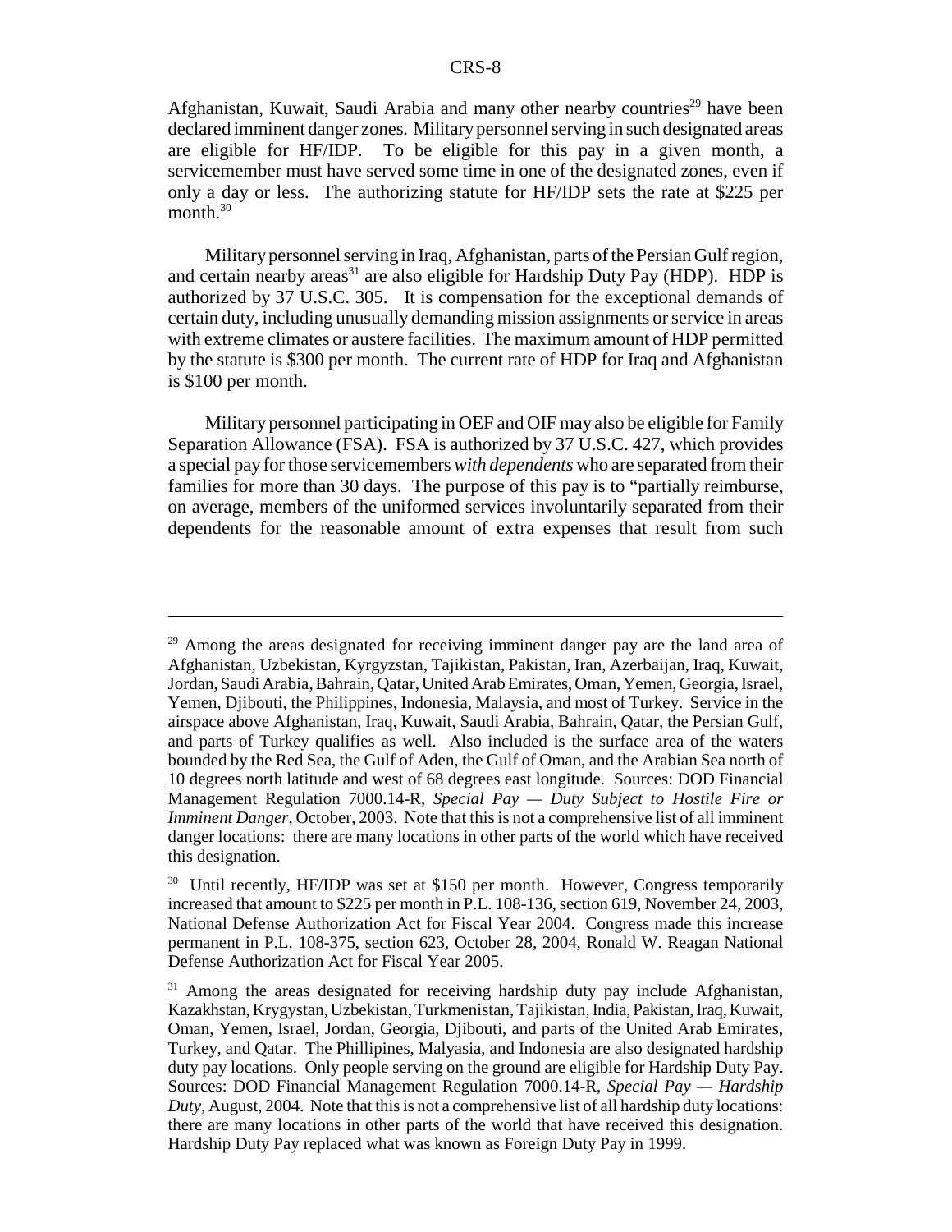Afghanistan, Kuwait, Saudi Arabia and many other nearby countries[29] have been declared imminent danger zones. Military personnel serving in such designated areas are eligible for HF/IDP. To be eligible for this pay in a given month, a servicemember must have served some time in one of the designated zones, even if only a day or less. The authorizing statute for HF/IDP sets the rate at $225 per month.[30]

Military personnel serving in Iraq, Afghanistan, parts of the Persian Gulf region, and certain nearby areas[31] are also eligible for Hardship Duty Pay (HDP). HDP is authorized by 37 U.S.C. 305. It is compensation for the exceptional demands of certain duty, including unusually demanding mission assignments or service in areas with extreme climates or austere facilities. The maximum amount of HDP permitted by the statute is $300 per month. The current rate of HDP for Iraq and Afghanistan is $100 per month.

Military personnel participating in OEF and OIF may also be eligible for Family Separation Allowance (FSA). FSA is authorized by 37 U.S.C. 427, which provides a special pay for those servicemembers *with dependents* who are separated from their families for more than 30 days. The purpose of this pay is to "partially reimburse, on average, members of the uniformed services involuntarily separated from their dependents for the reasonable amount of extra expenses that result from such

---

[29] Among the areas designated for receiving imminent danger pay are the land area of Afghanistan, Uzbekistan, Kyrgyzstan, Tajikistan, Pakistan, Iran, Azerbaijan, Iraq, Kuwait, Jordan, Saudi Arabia, Bahrain, Qatar, United Arab Emirates, Oman, Yemen, Georgia, Israel, Yemen, Djibouti, the Philippines, Indonesia, Malaysia, and most of Turkey. Service in the airspace above Afghanistan, Iraq, Kuwait, Saudi Arabia, Bahrain, Qatar, the Persian Gulf, and parts of Turkey qualifies as well. Also included is the surface area of the waters bounded by the Red Sea, the Gulf of Aden, the Gulf of Oman, and the Arabian Sea north of 10 degrees north latitude and west of 68 degrees east longitude. Sources: DOD Financial Management Regulation 7000.14-R, *Special Pay — Duty Subject to Hostile Fire or Imminent Danger*, October, 2003. Note that this is not a comprehensive list of all imminent danger locations: there are many locations in other parts of the world which have received this designation.

[30] Until recently, HF/IDP was set at $150 per month. However, Congress temporarily increased that amount to $225 per month in P.L. 108-136, section 619, November 24, 2003, National Defense Authorization Act for Fiscal Year 2004. Congress made this increase permanent in P.L. 108-375, section 623, October 28, 2004, Ronald W. Reagan National Defense Authorization Act for Fiscal Year 2005.

[31] Among the areas designated for receiving hardship duty pay include Afghanistan, Kazakhstan, Krygystan, Uzbekistan, Turkmenistan, Tajikistan, India, Pakistan, Iraq, Kuwait, Oman, Yemen, Israel, Jordan, Georgia, Djibouti, and parts of the United Arab Emirates, Turkey, and Qatar. The Phillipines, Malyasia, and Indonesia are also designated hardship duty pay locations. Only people serving on the ground are eligible for Hardship Duty Pay. Sources: DOD Financial Management Regulation 7000.14-R, *Special Pay — Hardship Duty*, August, 2004. Note that this is not a comprehensive list of all hardship duty locations: there are many locations in other parts of the world that have received this designation. Hardship Duty Pay replaced what was known as Foreign Duty Pay in 1999.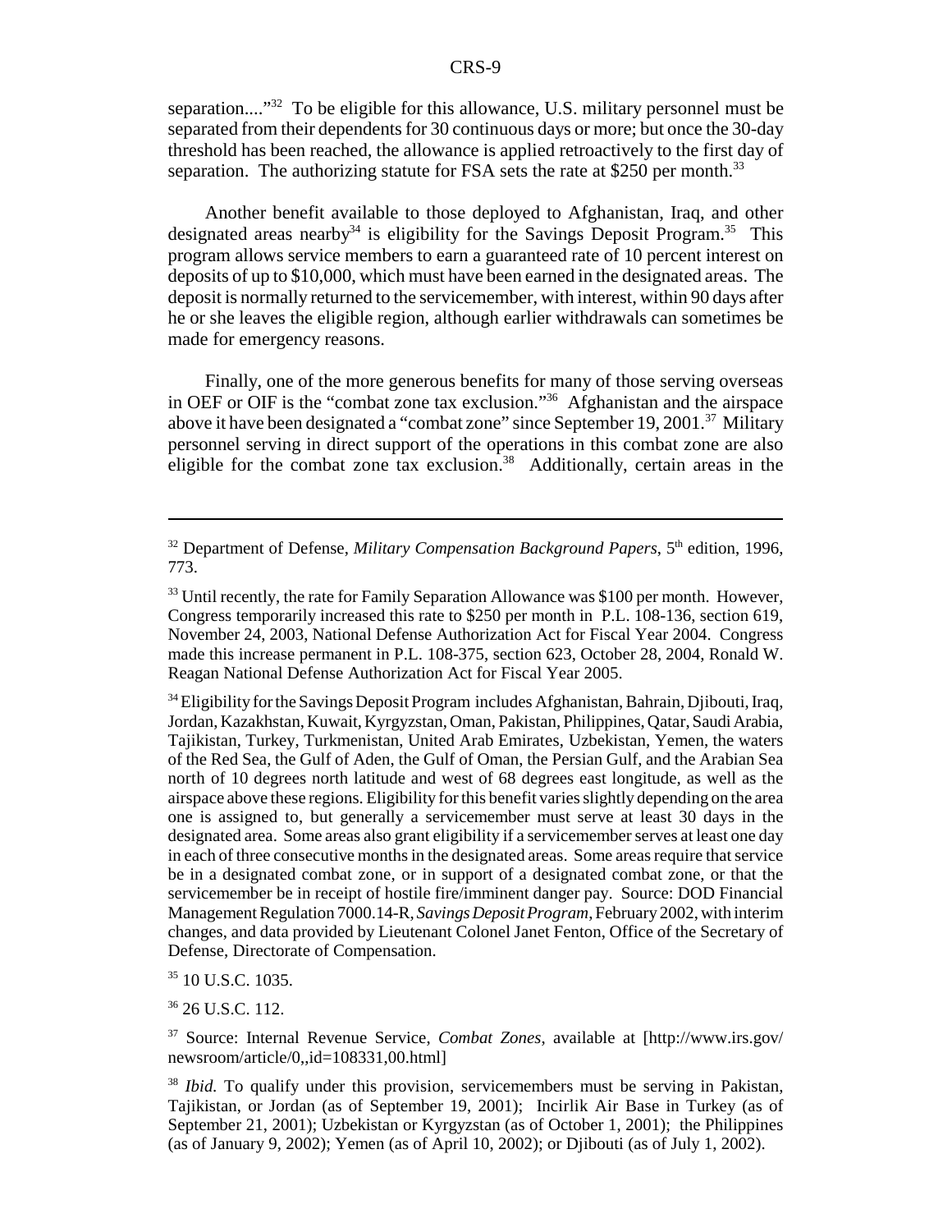separation...."[32] To be eligible for this allowance, U.S. military personnel must be separated from their dependents for 30 continuous days or more; but once the 30-day threshold has been reached, the allowance is applied retroactively to the first day of separation. The authorizing statute for FSA sets the rate at $250 per month.[33]

Another benefit available to those deployed to Afghanistan, Iraq, and other designated areas nearby[34] is eligibility for the Savings Deposit Program.[35] This program allows service members to earn a guaranteed rate of 10 percent interest on deposits of up to $10,000, which must have been earned in the designated areas. The deposit is normally returned to the servicemember, with interest, within 90 days after he or she leaves the eligible region, although earlier withdrawals can sometimes be made for emergency reasons.

Finally, one of the more generous benefits for many of those serving overseas in OEF or OIF is the "combat zone tax exclusion."[36] Afghanistan and the airspace above it have been designated a "combat zone" since September 19, 2001.[37] Military personnel serving in direct support of the operations in this combat zone are also eligible for the combat zone tax exclusion.[38] Additionally, certain areas in the

---

[32] Department of Defense, *Military Compensation Background Papers*, 5th edition, 1996, 773.

[33] Until recently, the rate for Family Separation Allowance was $100 per month. However, Congress temporarily increased this rate to $250 per month in P.L. 108-136, section 619, November 24, 2003, National Defense Authorization Act for Fiscal Year 2004. Congress made this increase permanent in P.L. 108-375, section 623, October 28, 2004, Ronald W. Reagan National Defense Authorization Act for Fiscal Year 2005.

[34] Eligibility for the Savings Deposit Program includes Afghanistan, Bahrain, Djibouti, Iraq, Jordan, Kazakhstan, Kuwait, Kyrgyzstan, Oman, Pakistan, Philippines, Qatar, Saudi Arabia, Tajikistan, Turkey, Turkmenistan, United Arab Emirates, Uzbekistan, Yemen, the waters of the Red Sea, the Gulf of Aden, the Gulf of Oman, the Persian Gulf, and the Arabian Sea north of 10 degrees north latitude and west of 68 degrees east longitude, as well as the airspace above these regions. Eligibility for this benefit varies slightly depending on the area one is assigned to, but generally a servicemember must serve at least 30 days in the designated area. Some areas also grant eligibility if a servicemember serves at least one day in each of three consecutive months in the designated areas. Some areas require that service be in a designated combat zone, or in support of a designated combat zone, or that the servicemember be in receipt of hostile fire/imminent danger pay. Source: DOD Financial Management Regulation 7000.14-R, *Savings Deposit Program*, February 2002, with interim changes, and data provided by Lieutenant Colonel Janet Fenton, Office of the Secretary of Defense, Directorate of Compensation.

[35] 10 U.S.C. 1035.

[36] 26 U.S.C. 112.

[37] Source: Internal Revenue Service, *Combat Zones*, available at [http://www.irs.gov/newsroom/article/0,,id=108331,00.html]

[38] *Ibid.* To qualify under this provision, servicemembers must be serving in Pakistan, Tajikistan, or Jordan (as of September 19, 2001); Incirlik Air Base in Turkey (as of September 21, 2001); Uzbekistan or Kyrgyzstan (as of October 1, 2001); the Philippines (as of January 9, 2002); Yemen (as of April 10, 2002); or Djibouti (as of July 1, 2002).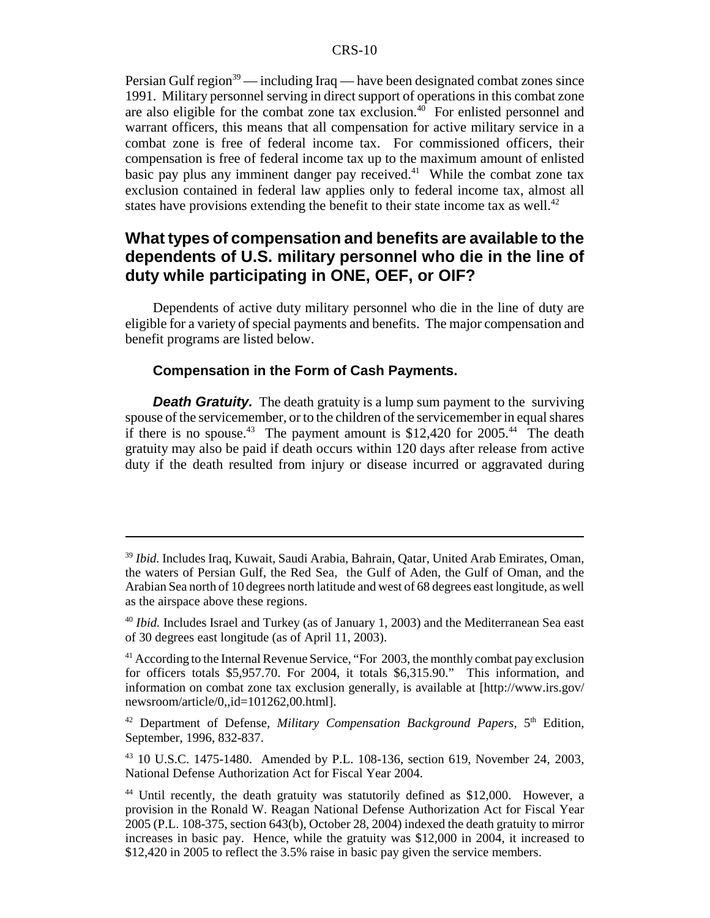Persian Gulf region[39] — including Iraq — have been designated combat zones since 1991. Military personnel serving in direct support of operations in this combat zone are also eligible for the combat zone tax exclusion.[40] For enlisted personnel and warrant officers, this means that all compensation for active military service in a combat zone is free of federal income tax. For commissioned officers, their compensation is free of federal income tax up to the maximum amount of enlisted basic pay plus any imminent danger pay received.[41] While the combat zone tax exclusion contained in federal law applies only to federal income tax, almost all states have provisions extending the benefit to their state income tax as well.[42]

## What types of compensation and benefits are available to the dependents of U.S. military personnel who die in the line of duty while participating in ONE, OEF, or OIF?

Dependents of active duty military personnel who die in the line of duty are eligible for a variety of special payments and benefits. The major compensation and benefit programs are listed below.

### Compensation in the Form of Cash Payments.

***Death Gratuity.*** The death gratuity is a lump sum payment to the surviving spouse of the servicemember, or to the children of the servicemember in equal shares if there is no spouse.[43] The payment amount is $12,420 for 2005.[44] The death gratuity may also be paid if death occurs within 120 days after release from active duty if the death resulted from injury or disease incurred or aggravated during

---

[39] *Ibid.* Includes Iraq, Kuwait, Saudi Arabia, Bahrain, Qatar, United Arab Emirates, Oman, the waters of Persian Gulf, the Red Sea, the Gulf of Aden, the Gulf of Oman, and the Arabian Sea north of 10 degrees north latitude and west of 68 degrees east longitude, as well as the airspace above these regions.

[40] *Ibid.* Includes Israel and Turkey (as of January 1, 2003) and the Mediterranean Sea east of 30 degrees east longitude (as of April 11, 2003).

[41] According to the Internal Revenue Service, "For 2003, the monthly combat pay exclusion for officers totals $5,957.70. For 2004, it totals $6,315.90." This information, and information on combat zone tax exclusion generally, is available at [http://www.irs.gov/newsroom/article/0,,id=101262,00.html].

[42] Department of Defense, *Military Compensation Background Papers*, 5th Edition, September, 1996, 832-837.

[43] 10 U.S.C. 1475-1480. Amended by P.L. 108-136, section 619, November 24, 2003, National Defense Authorization Act for Fiscal Year 2004.

[44] Until recently, the death gratuity was statutorily defined as $12,000. However, a provision in the Ronald W. Reagan National Defense Authorization Act for Fiscal Year 2005 (P.L. 108-375, section 643(b), October 28, 2004) indexed the death gratuity to mirror increases in basic pay. Hence, while the gratuity was $12,000 in 2004, it increased to $12,420 in 2005 to reflect the 3.5% raise in basic pay given the service members.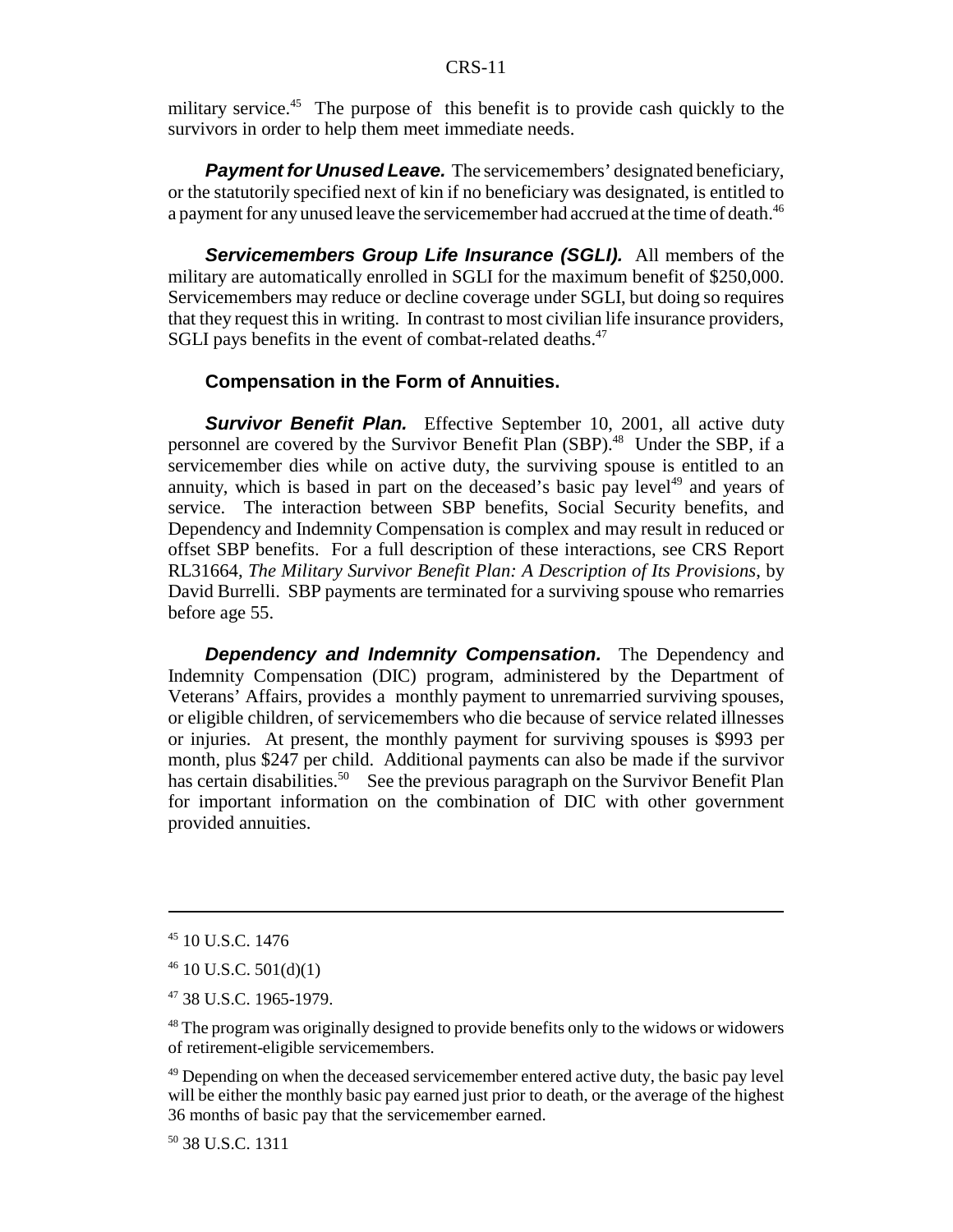military service.[45] The purpose of this benefit is to provide cash quickly to the survivors in order to help them meet immediate needs.

***Payment for Unused Leave.*** The servicemembers' designated beneficiary, or the statutorily specified next of kin if no beneficiary was designated, is entitled to a payment for any unused leave the servicemember had accrued at the time of death.[46]

***Servicemembers Group Life Insurance (SGLI).*** All members of the military are automatically enrolled in SGLI for the maximum benefit of $250,000. Servicemembers may reduce or decline coverage under SGLI, but doing so requires that they request this in writing. In contrast to most civilian life insurance providers, SGLI pays benefits in the event of combat-related deaths.[47]

### Compensation in the Form of Annuities.

***Survivor Benefit Plan.*** Effective September 10, 2001, all active duty personnel are covered by the Survivor Benefit Plan (SBP).[48] Under the SBP, if a servicemember dies while on active duty, the surviving spouse is entitled to an annuity, which is based in part on the deceased's basic pay level[49] and years of service. The interaction between SBP benefits, Social Security benefits, and Dependency and Indemnity Compensation is complex and may result in reduced or offset SBP benefits. For a full description of these interactions, see CRS Report RL31664, *The Military Survivor Benefit Plan: A Description of Its Provisions*, by David Burrelli. SBP payments are terminated for a surviving spouse who remarries before age 55.

***Dependency and Indemnity Compensation.*** The Dependency and Indemnity Compensation (DIC) program, administered by the Department of Veterans' Affairs, provides a monthly payment to unremarried surviving spouses, or eligible children, of servicemembers who die because of service related illnesses or injuries. At present, the monthly payment for surviving spouses is $993 per month, plus $247 per child. Additional payments can also be made if the survivor has certain disabilities.[50] See the previous paragraph on the Survivor Benefit Plan for important information on the combination of DIC with other government provided annuities.

---

[45] 10 U.S.C. 1476

[46] 10 U.S.C. 501(d)(1)

[47] 38 U.S.C. 1965-1979.

[48] The program was originally designed to provide benefits only to the widows or widowers of retirement-eligible servicemembers.

[49] Depending on when the deceased servicemember entered active duty, the basic pay level will be either the monthly basic pay earned just prior to death, or the average of the highest 36 months of basic pay that the servicemember earned.

[50] 38 U.S.C. 1311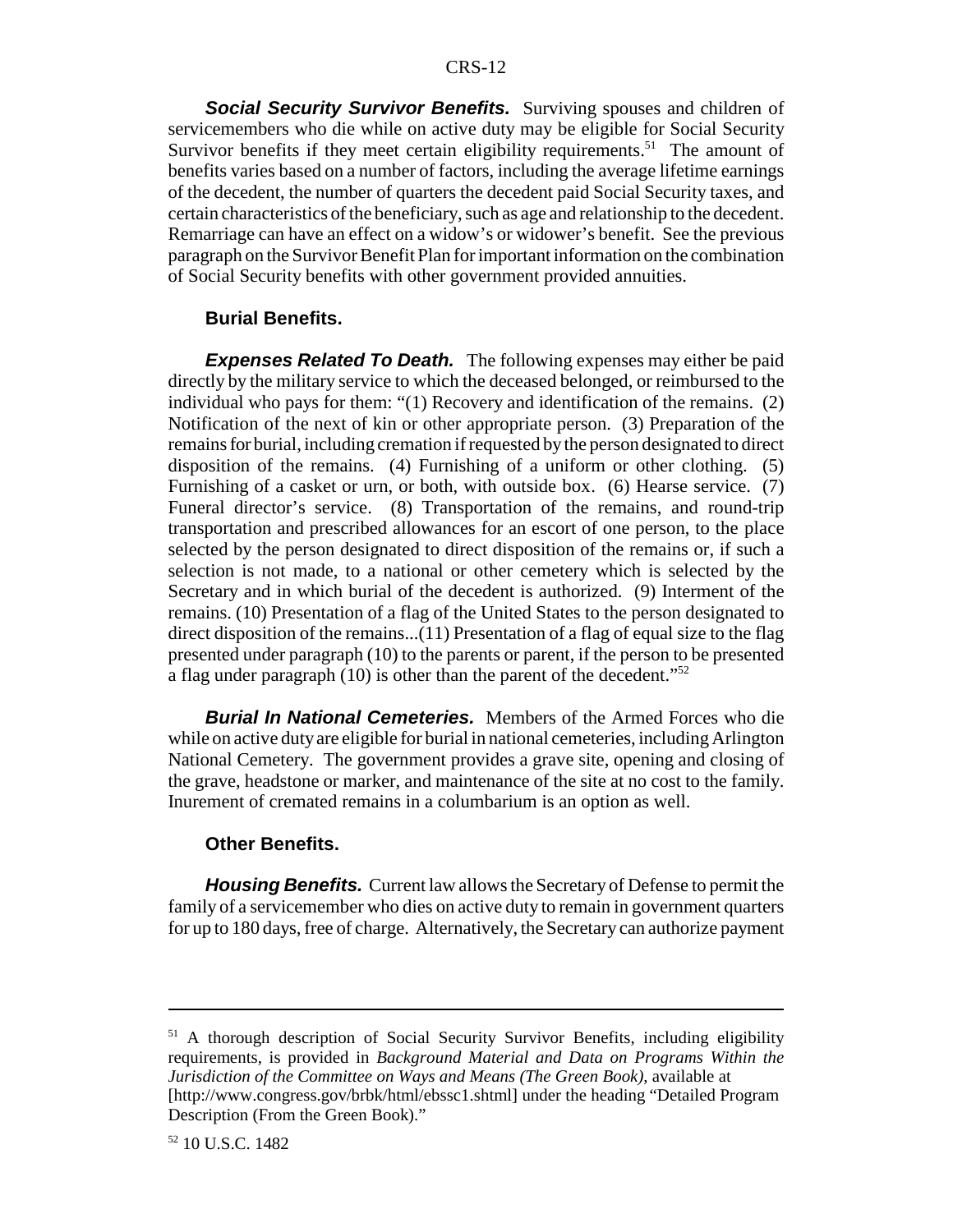***Social Security Survivor Benefits.*** Surviving spouses and children of servicemembers who die while on active duty may be eligible for Social Security Survivor benefits if they meet certain eligibility requirements.[51] The amount of benefits varies based on a number of factors, including the average lifetime earnings of the decedent, the number of quarters the decedent paid Social Security taxes, and certain characteristics of the beneficiary, such as age and relationship to the decedent. Remarriage can have an effect on a widow's or widower's benefit. See the previous paragraph on the Survivor Benefit Plan for important information on the combination of Social Security benefits with other government provided annuities.

### Burial Benefits.

***Expenses Related To Death.*** The following expenses may either be paid directly by the military service to which the deceased belonged, or reimbursed to the individual who pays for them: "(1) Recovery and identification of the remains. (2) Notification of the next of kin or other appropriate person. (3) Preparation of the remains for burial, including cremation if requested by the person designated to direct disposition of the remains. (4) Furnishing of a uniform or other clothing. (5) Furnishing of a casket or urn, or both, with outside box. (6) Hearse service. (7) Funeral director's service. (8) Transportation of the remains, and round-trip transportation and prescribed allowances for an escort of one person, to the place selected by the person designated to direct disposition of the remains or, if such a selection is not made, to a national or other cemetery which is selected by the Secretary and in which burial of the decedent is authorized. (9) Interment of the remains. (10) Presentation of a flag of the United States to the person designated to direct disposition of the remains...(11) Presentation of a flag of equal size to the flag presented under paragraph (10) to the parents or parent, if the person to be presented a flag under paragraph (10) is other than the parent of the decedent."[52]

***Burial In National Cemeteries.*** Members of the Armed Forces who die while on active duty are eligible for burial in national cemeteries, including Arlington National Cemetery. The government provides a grave site, opening and closing of the grave, headstone or marker, and maintenance of the site at no cost to the family. Inurement of cremated remains in a columbarium is an option as well.

### Other Benefits.

***Housing Benefits.*** Current law allows the Secretary of Defense to permit the family of a servicemember who dies on active duty to remain in government quarters for up to 180 days, free of charge. Alternatively, the Secretary can authorize payment

---

[51] A thorough description of Social Security Survivor Benefits, including eligibility requirements, is provided in *Background Material and Data on Programs Within the Jurisdiction of the Committee on Ways and Means (The Green Book)*, available at [http://www.congress.gov/brbk/html/ebssc1.shtml] under the heading "Detailed Program Description (From the Green Book)."

[52] 10 U.S.C. 1482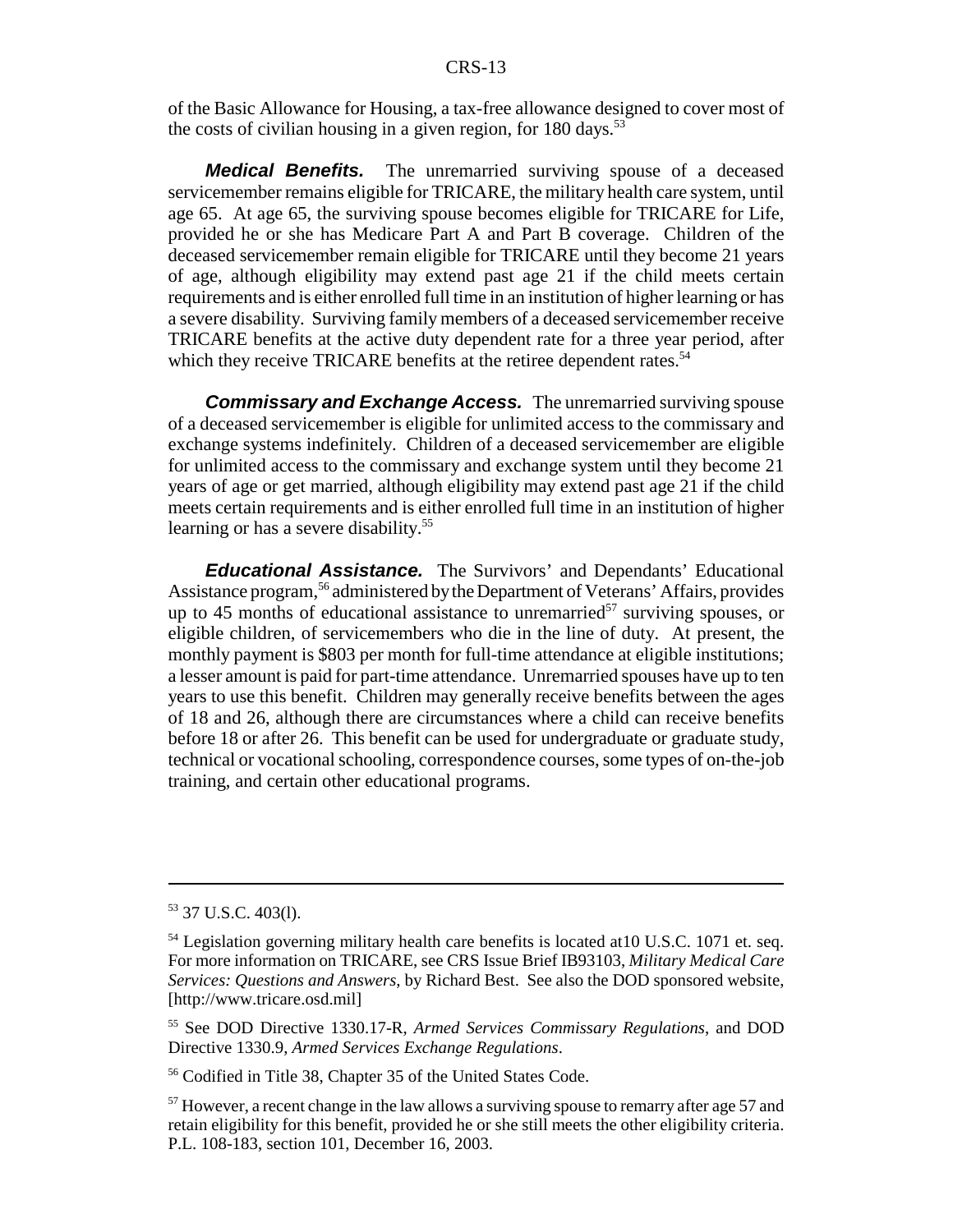of the Basic Allowance for Housing, a tax-free allowance designed to cover most of the costs of civilian housing in a given region, for 180 days.[53]

***Medical Benefits.*** The unremarried surviving spouse of a deceased servicemember remains eligible for TRICARE, the military health care system, until age 65. At age 65, the surviving spouse becomes eligible for TRICARE for Life, provided he or she has Medicare Part A and Part B coverage. Children of the deceased servicemember remain eligible for TRICARE until they become 21 years of age, although eligibility may extend past age 21 if the child meets certain requirements and is either enrolled full time in an institution of higher learning or has a severe disability. Surviving family members of a deceased servicemember receive TRICARE benefits at the active duty dependent rate for a three year period, after which they receive TRICARE benefits at the retiree dependent rates.[54]

***Commissary and Exchange Access.*** The unremarried surviving spouse of a deceased servicemember is eligible for unlimited access to the commissary and exchange systems indefinitely. Children of a deceased servicemember are eligible for unlimited access to the commissary and exchange system until they become 21 years of age or get married, although eligibility may extend past age 21 if the child meets certain requirements and is either enrolled full time in an institution of higher learning or has a severe disability.[55]

***Educational Assistance.*** The Survivors' and Dependants' Educational Assistance program,[56] administered by the Department of Veterans' Affairs, provides up to 45 months of educational assistance to unremarried[57] surviving spouses, or eligible children, of servicemembers who die in the line of duty. At present, the monthly payment is $803 per month for full-time attendance at eligible institutions; a lesser amount is paid for part-time attendance. Unremarried spouses have up to ten years to use this benefit. Children may generally receive benefits between the ages of 18 and 26, although there are circumstances where a child can receive benefits before 18 or after 26. This benefit can be used for undergraduate or graduate study, technical or vocational schooling, correspondence courses, some types of on-the-job training, and certain other educational programs.

---

[53] 37 U.S.C. 403(l).

[54] Legislation governing military health care benefits is located at10 U.S.C. 1071 et. seq. For more information on TRICARE, see CRS Issue Brief IB93103, *Military Medical Care Services: Questions and Answers*, by Richard Best. See also the DOD sponsored website, [http://www.tricare.osd.mil]

[55] See DOD Directive 1330.17-R, *Armed Services Commissary Regulations*, and DOD Directive 1330.9, *Armed Services Exchange Regulations*.

[56] Codified in Title 38, Chapter 35 of the United States Code.

[57] However, a recent change in the law allows a surviving spouse to remarry after age 57 and retain eligibility for this benefit, provided he or she still meets the other eligibility criteria. P.L. 108-183, section 101, December 16, 2003.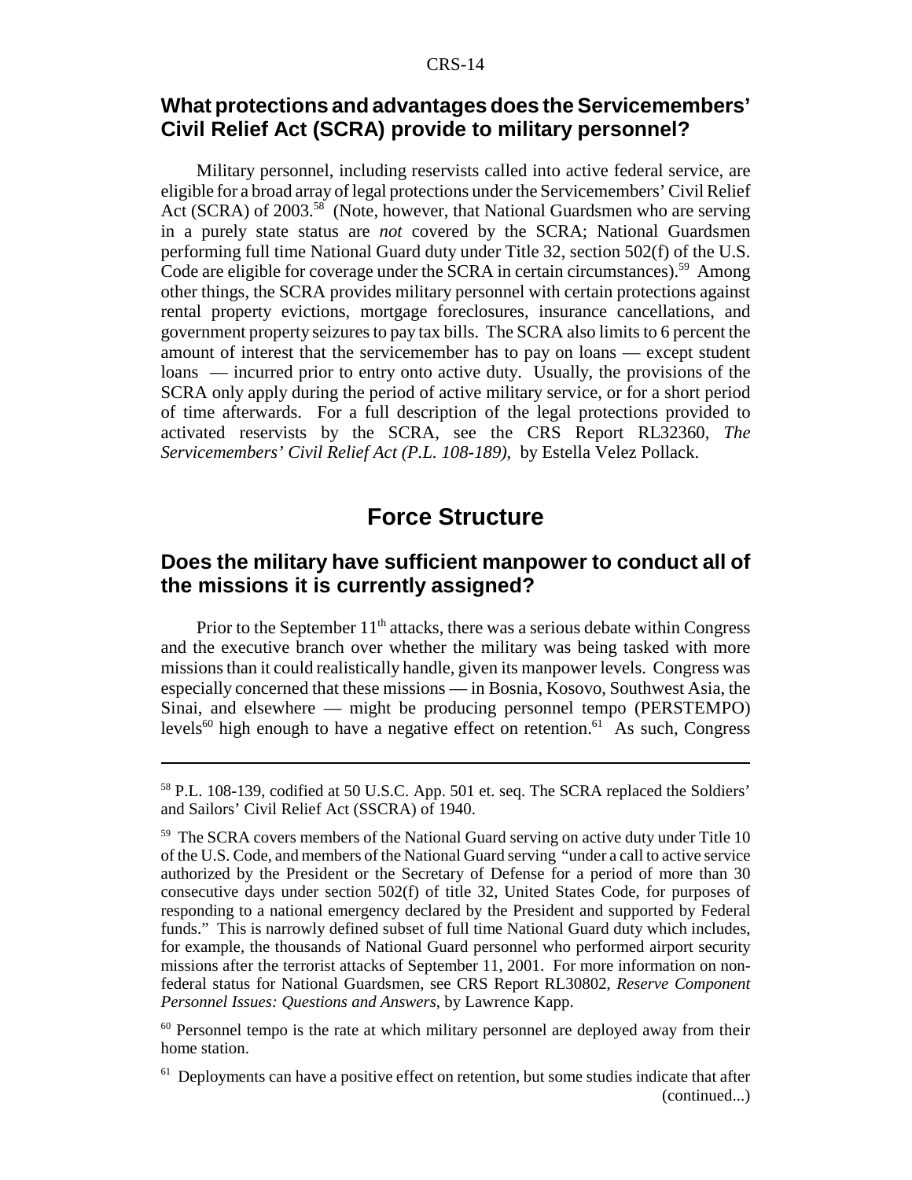## What protections and advantages does the Servicemembers' Civil Relief Act (SCRA) provide to military personnel?

Military personnel, including reservists called into active federal service, are eligible for a broad array of legal protections under the Servicemembers' Civil Relief Act (SCRA) of 2003.[58] (Note, however, that National Guardsmen who are serving in a purely state status are *not* covered by the SCRA; National Guardsmen performing full time National Guard duty under Title 32, section 502(f) of the U.S. Code are eligible for coverage under the SCRA in certain circumstances).[59] Among other things, the SCRA provides military personnel with certain protections against rental property evictions, mortgage foreclosures, insurance cancellations, and government property seizures to pay tax bills. The SCRA also limits to 6 percent the amount of interest that the servicemember has to pay on loans — except student loans — incurred prior to entry onto active duty. Usually, the provisions of the SCRA only apply during the period of active military service, or for a short period of time afterwards. For a full description of the legal protections provided to activated reservists by the SCRA, see the CRS Report RL32360, *The Servicemembers' Civil Relief Act (P.L. 108-189)*, by Estella Velez Pollack.

# Force Structure

## Does the military have sufficient manpower to conduct all of the missions it is currently assigned?

Prior to the September 11th attacks, there was a serious debate within Congress and the executive branch over whether the military was being tasked with more missions than it could realistically handle, given its manpower levels. Congress was especially concerned that these missions — in Bosnia, Kosovo, Southwest Asia, the Sinai, and elsewhere — might be producing personnel tempo (PERSTEMPO) levels[60] high enough to have a negative effect on retention.[61] As such, Congress

---

[58] P.L. 108-139, codified at 50 U.S.C. App. 501 et. seq. The SCRA replaced the Soldiers' and Sailors' Civil Relief Act (SSCRA) of 1940.

[59] The SCRA covers members of the National Guard serving on active duty under Title 10 of the U.S. Code, and members of the National Guard serving "under a call to active service authorized by the President or the Secretary of Defense for a period of more than 30 consecutive days under section 502(f) of title 32, United States Code, for purposes of responding to a national emergency declared by the President and supported by Federal funds." This is narrowly defined subset of full time National Guard duty which includes, for example, the thousands of National Guard personnel who performed airport security missions after the terrorist attacks of September 11, 2001. For more information on non-federal status for National Guardsmen, see CRS Report RL30802, *Reserve Component Personnel Issues: Questions and Answers*, by Lawrence Kapp.

[60] Personnel tempo is the rate at which military personnel are deployed away from their home station.

[61] Deployments can have a positive effect on retention, but some studies indicate that after (continued...)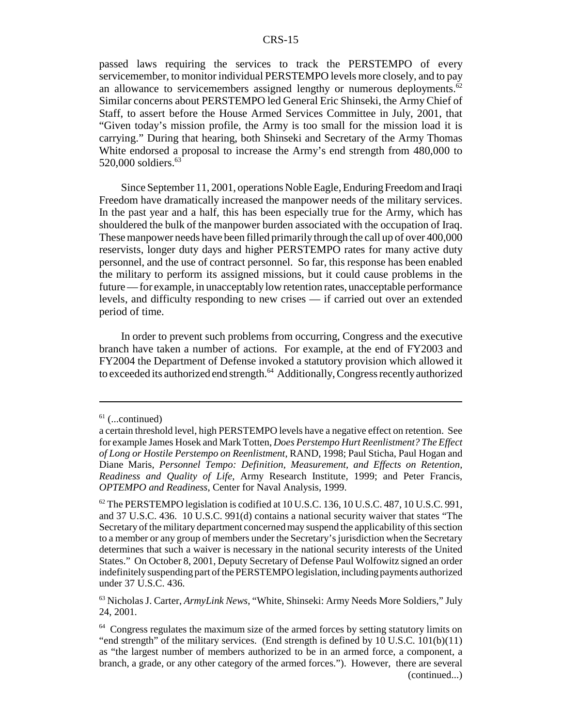passed laws requiring the services to track the PERSTEMPO of every servicemember, to monitor individual PERSTEMPO levels more closely, and to pay an allowance to servicemembers assigned lengthy or numerous deployments.[62] Similar concerns about PERSTEMPO led General Eric Shinseki, the Army Chief of Staff, to assert before the House Armed Services Committee in July, 2001, that "Given today's mission profile, the Army is too small for the mission load it is carrying." During that hearing, both Shinseki and Secretary of the Army Thomas White endorsed a proposal to increase the Army's end strength from 480,000 to 520,000 soldiers.[63]

Since September 11, 2001, operations Noble Eagle, Enduring Freedom and Iraqi Freedom have dramatically increased the manpower needs of the military services. In the past year and a half, this has been especially true for the Army, which has shouldered the bulk of the manpower burden associated with the occupation of Iraq. These manpower needs have been filled primarily through the call up of over 400,000 reservists, longer duty days and higher PERSTEMPO rates for many active duty personnel, and the use of contract personnel. So far, this response has been enabled the military to perform its assigned missions, but it could cause problems in the future — for example, in unacceptably low retention rates, unacceptable performance levels, and difficulty responding to new crises — if carried out over an extended period of time.

In order to prevent such problems from occurring, Congress and the executive branch have taken a number of actions. For example, at the end of FY2003 and FY2004 the Department of Defense invoked a statutory provision which allowed it to exceeded its authorized end strength.[64] Additionally, Congress recently authorized

---

[61] (...continued)
a certain threshold level, high PERSTEMPO levels have a negative effect on retention. See for example James Hosek and Mark Totten, *Does Perstempo Hurt Reenlistment? The Effect of Long or Hostile Perstempo on Reenlistment*, RAND, 1998; Paul Sticha, Paul Hogan and Diane Maris, *Personnel Tempo: Definition, Measurement, and Effects on Retention, Readiness and Quality of Life*, Army Research Institute, 1999; and Peter Francis, *OPTEMPO and Readiness*, Center for Naval Analysis, 1999.

[62] The PERSTEMPO legislation is codified at 10 U.S.C. 136, 10 U.S.C. 487, 10 U.S.C. 991, and 37 U.S.C. 436. 10 U.S.C. 991(d) contains a national security waiver that states "The Secretary of the military department concerned may suspend the applicability of this section to a member or any group of members under the Secretary's jurisdiction when the Secretary determines that such a waiver is necessary in the national security interests of the United States." On October 8, 2001, Deputy Secretary of Defense Paul Wolfowitz signed an order indefinitely suspending part of the PERSTEMPO legislation, including payments authorized under 37 U.S.C. 436.

[63] Nicholas J. Carter, *ArmyLink News*, "White, Shinseki: Army Needs More Soldiers," July 24, 2001.

[64] Congress regulates the maximum size of the armed forces by setting statutory limits on "end strength" of the military services. (End strength is defined by 10 U.S.C. 101(b)(11) as "the largest number of members authorized to be in an armed force, a component, a branch, a grade, or any other category of the armed forces."). However, there are several (continued...)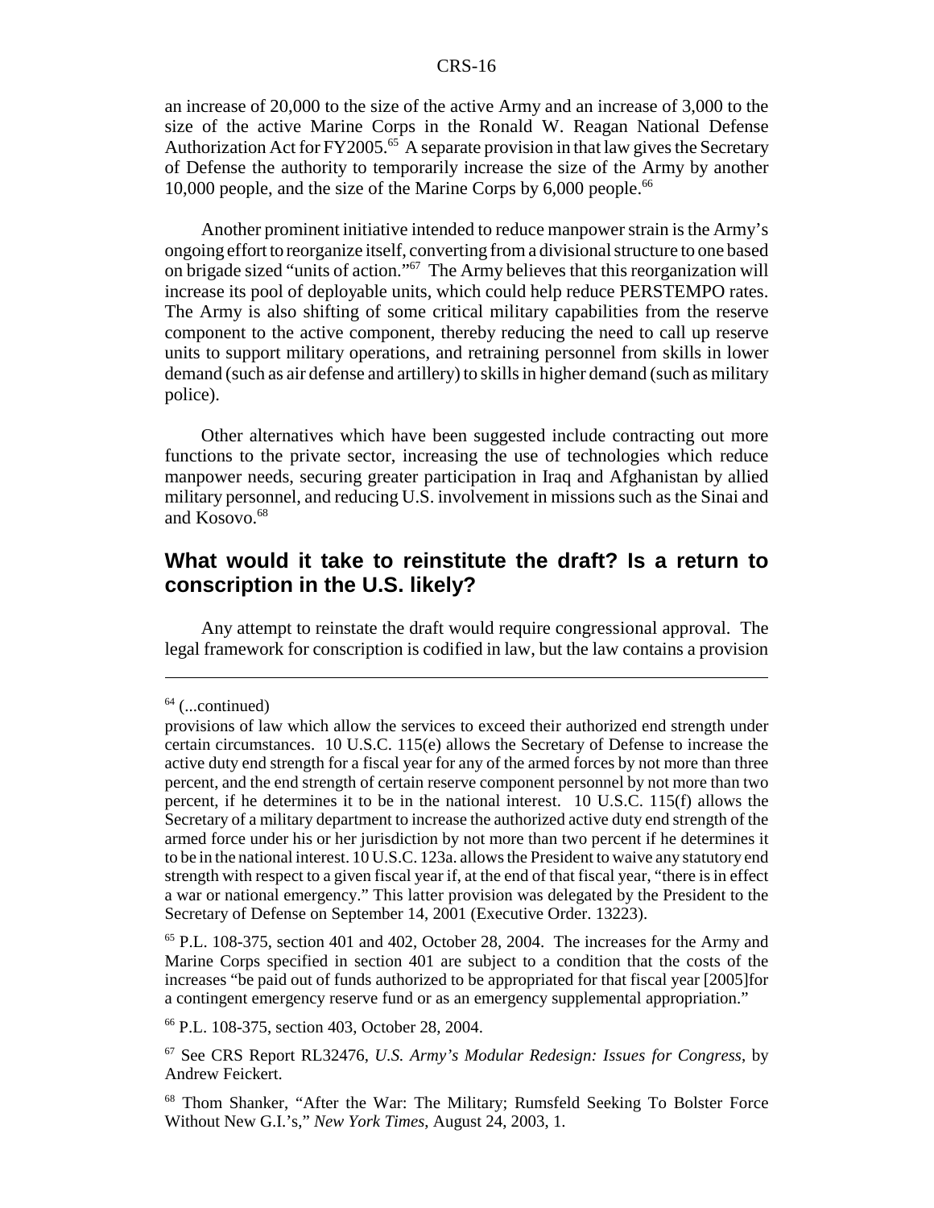an increase of 20,000 to the size of the active Army and an increase of 3,000 to the size of the active Marine Corps in the Ronald W. Reagan National Defense Authorization Act for FY2005.[65] A separate provision in that law gives the Secretary of Defense the authority to temporarily increase the size of the Army by another 10,000 people, and the size of the Marine Corps by 6,000 people.[66]

Another prominent initiative intended to reduce manpower strain is the Army's ongoing effort to reorganize itself, converting from a divisional structure to one based on brigade sized "units of action."[67] The Army believes that this reorganization will increase its pool of deployable units, which could help reduce PERSTEMPO rates. The Army is also shifting of some critical military capabilities from the reserve component to the active component, thereby reducing the need to call up reserve units to support military operations, and retraining personnel from skills in lower demand (such as air defense and artillery) to skills in higher demand (such as military police).

Other alternatives which have been suggested include contracting out more functions to the private sector, increasing the use of technologies which reduce manpower needs, securing greater participation in Iraq and Afghanistan by allied military personnel, and reducing U.S. involvement in missions such as the Sinai and and Kosovo.[68]

## What would it take to reinstitute the draft? Is a return to conscription in the U.S. likely?

Any attempt to reinstate the draft would require congressional approval. The legal framework for conscription is codified in law, but the law contains a provision

---

[64] (...continued)
provisions of law which allow the services to exceed their authorized end strength under certain circumstances. 10 U.S.C. 115(e) allows the Secretary of Defense to increase the active duty end strength for a fiscal year for any of the armed forces by not more than three percent, and the end strength of certain reserve component personnel by not more than two percent, if he determines it to be in the national interest. 10 U.S.C. 115(f) allows the Secretary of a military department to increase the authorized active duty end strength of the armed force under his or her jurisdiction by not more than two percent if he determines it to be in the national interest. 10 U.S.C. 123a. allows the President to waive any statutory end strength with respect to a given fiscal year if, at the end of that fiscal year, "there is in effect a war or national emergency." This latter provision was delegated by the President to the Secretary of Defense on September 14, 2001 (Executive Order. 13223).

[65] P.L. 108-375, section 401 and 402, October 28, 2004. The increases for the Army and Marine Corps specified in section 401 are subject to a condition that the costs of the increases "be paid out of funds authorized to be appropriated for that fiscal year [2005]for a contingent emergency reserve fund or as an emergency supplemental appropriation."

[66] P.L. 108-375, section 403, October 28, 2004.

[67] See CRS Report RL32476, *U.S. Army's Modular Redesign: Issues for Congress*, by Andrew Feickert.

[68] Thom Shanker, "After the War: The Military; Rumsfeld Seeking To Bolster Force Without New G.I.'s," *New York Times*, August 24, 2003, 1.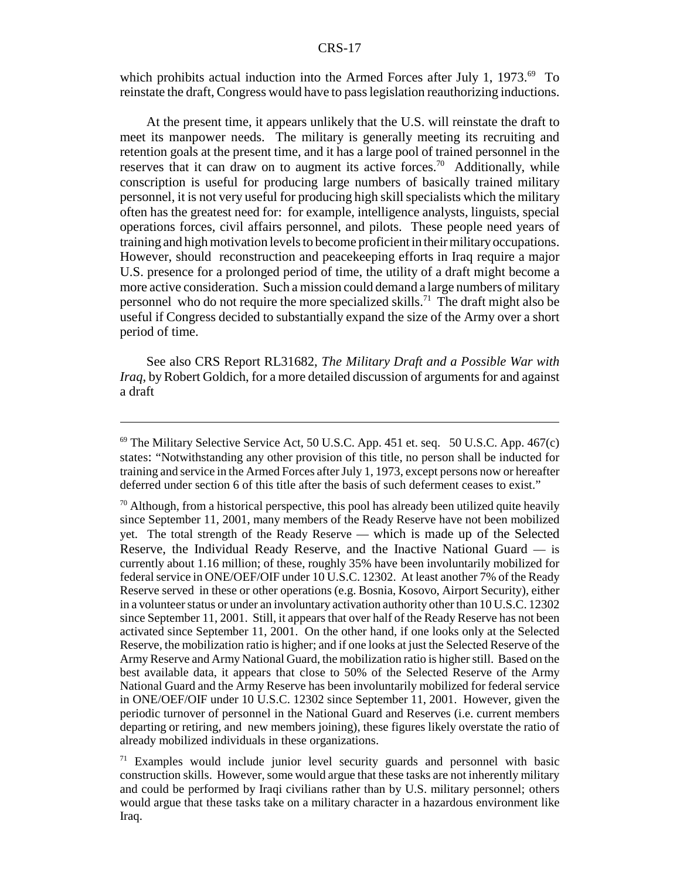which prohibits actual induction into the Armed Forces after July 1, 1973.[69] To reinstate the draft, Congress would have to pass legislation reauthorizing inductions.

At the present time, it appears unlikely that the U.S. will reinstate the draft to meet its manpower needs. The military is generally meeting its recruiting and retention goals at the present time, and it has a large pool of trained personnel in the reserves that it can draw on to augment its active forces.[70] Additionally, while conscription is useful for producing large numbers of basically trained military personnel, it is not very useful for producing high skill specialists which the military often has the greatest need for: for example, intelligence analysts, linguists, special operations forces, civil affairs personnel, and pilots. These people need years of training and high motivation levels to become proficient in their military occupations. However, should reconstruction and peacekeeping efforts in Iraq require a major U.S. presence for a prolonged period of time, the utility of a draft might become a more active consideration. Such a mission could demand a large numbers of military personnel who do not require the more specialized skills.[71] The draft might also be useful if Congress decided to substantially expand the size of the Army over a short period of time.

See also CRS Report RL31682, *The Military Draft and a Possible War with Iraq*, by Robert Goldich, for a more detailed discussion of arguments for and against a draft

---

[69] The Military Selective Service Act, 50 U.S.C. App. 451 et. seq. 50 U.S.C. App. 467(c) states: "Notwithstanding any other provision of this title, no person shall be inducted for training and service in the Armed Forces after July 1, 1973, except persons now or hereafter deferred under section 6 of this title after the basis of such deferment ceases to exist."

[70] Although, from a historical perspective, this pool has already been utilized quite heavily since September 11, 2001, many members of the Ready Reserve have not been mobilized yet. The total strength of the Ready Reserve — which is made up of the Selected Reserve, the Individual Ready Reserve, and the Inactive National Guard — is currently about 1.16 million; of these, roughly 35% have been involuntarily mobilized for federal service in ONE/OEF/OIF under 10 U.S.C. 12302. At least another 7% of the Ready Reserve served in these or other operations (e.g. Bosnia, Kosovo, Airport Security), either in a volunteer status or under an involuntary activation authority other than 10 U.S.C. 12302 since September 11, 2001. Still, it appears that over half of the Ready Reserve has not been activated since September 11, 2001. On the other hand, if one looks only at the Selected Reserve, the mobilization ratio is higher; and if one looks at just the Selected Reserve of the Army Reserve and Army National Guard, the mobilization ratio is higher still. Based on the best available data, it appears that close to 50% of the Selected Reserve of the Army National Guard and the Army Reserve has been involuntarily mobilized for federal service in ONE/OEF/OIF under 10 U.S.C. 12302 since September 11, 2001. However, given the periodic turnover of personnel in the National Guard and Reserves (i.e. current members departing or retiring, and new members joining), these figures likely overstate the ratio of already mobilized individuals in these organizations.

[71] Examples would include junior level security guards and personnel with basic construction skills. However, some would argue that these tasks are not inherently military and could be performed by Iraqi civilians rather than by U.S. military personnel; others would argue that these tasks take on a military character in a hazardous environment like Iraq.